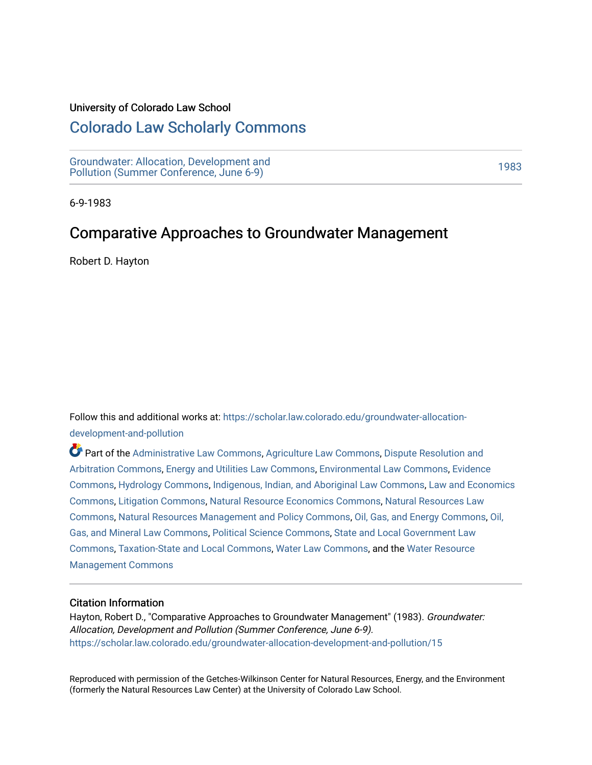University of Colorado Law School

# Colorado Law Scholarly Commons

Groundwater: Allocation, Development and Pollution (Summer Conference, June 6-9)

1983

6-9-1983

## Comparative Approaches to Groundwater Management

Robert D. Hayton

Follow this and additional works at: https://scholar.law.colorado.edu/groundwater-allocation-development-and-pollution

Part of the Administrative Law Commons, Agriculture Law Commons, Dispute Resolution and Arbitration Commons, Energy and Utilities Law Commons, Environmental Law Commons, Evidence Commons, Hydrology Commons, Indigenous, Indian, and Aboriginal Law Commons, Law and Economics Commons, Litigation Commons, Natural Resource Economics Commons, Natural Resources Law Commons, Natural Resources Management and Policy Commons, Oil, Gas, and Energy Commons, Oil, Gas, and Mineral Law Commons, Political Science Commons, State and Local Government Law Commons, Taxation-State and Local Commons, Water Law Commons, and the Water Resource Management Commons

### Citation Information

Hayton, Robert D., "Comparative Approaches to Groundwater Management" (1983). *Groundwater: Allocation, Development and Pollution (Summer Conference, June 6-9).*
https://scholar.law.colorado.edu/groundwater-allocation-development-and-pollution/15

Reproduced with permission of the Getches-Wilkinson Center for Natural Resources, Energy, and the Environment (formerly the Natural Resources Law Center) at the University of Colorado Law School.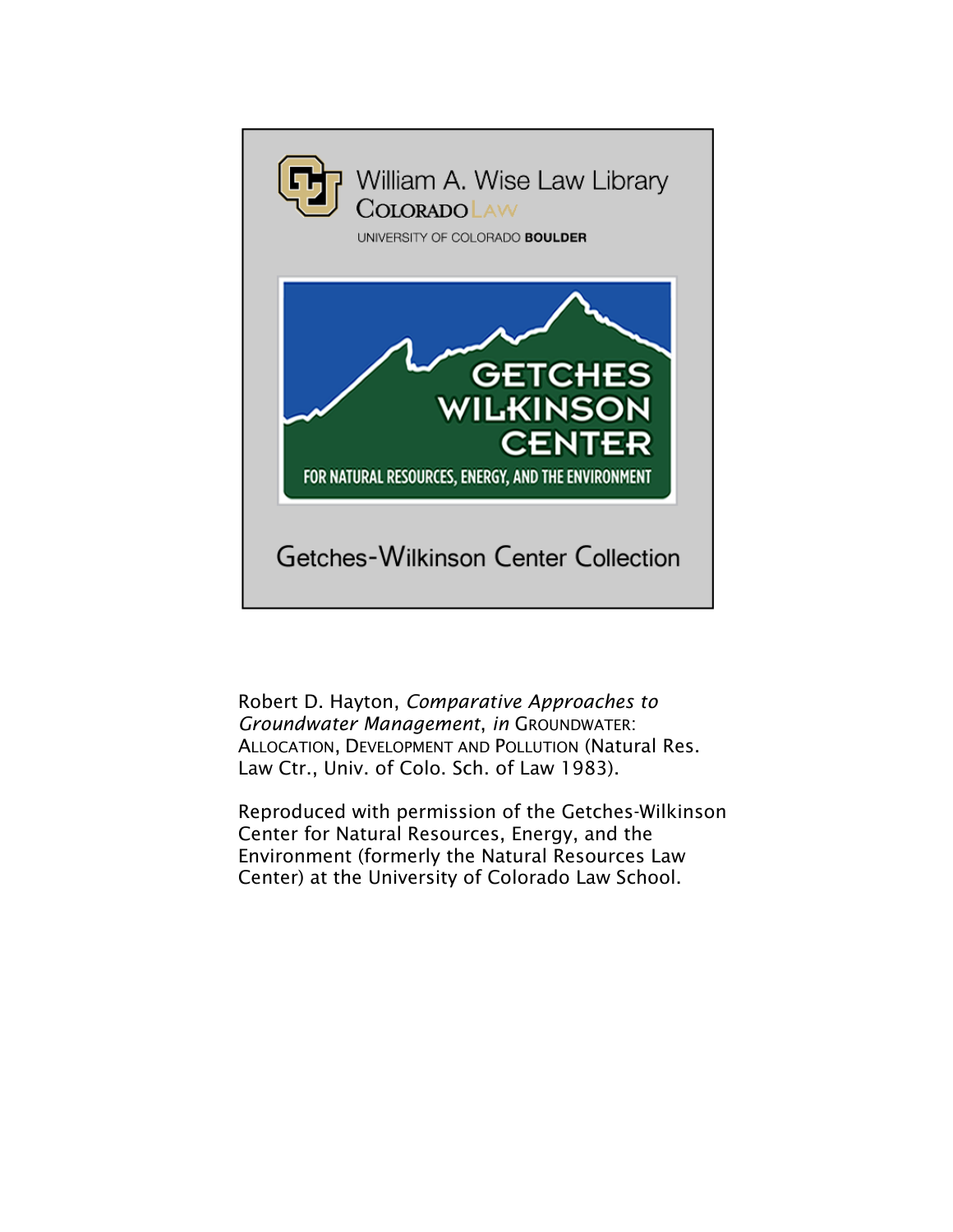William A. Wise Law Library

COLORADO LAW

UNIVERSITY OF COLORADO **BOULDER**

GETCHES WILKINSON CENTER

FOR NATURAL RESOURCES, ENERGY, AND THE ENVIRONMENT

Getches-Wilkinson Center Collection

Robert D. Hayton, *Comparative Approaches to Groundwater Management*, *in* GROUNDWATER: ALLOCATION, DEVELOPMENT AND POLLUTION (Natural Res. Law Ctr., Univ. of Colo. Sch. of Law 1983).

Reproduced with permission of the Getches-Wilkinson Center for Natural Resources, Energy, and the Environment (formerly the Natural Resources Law Center) at the University of Colorado Law School.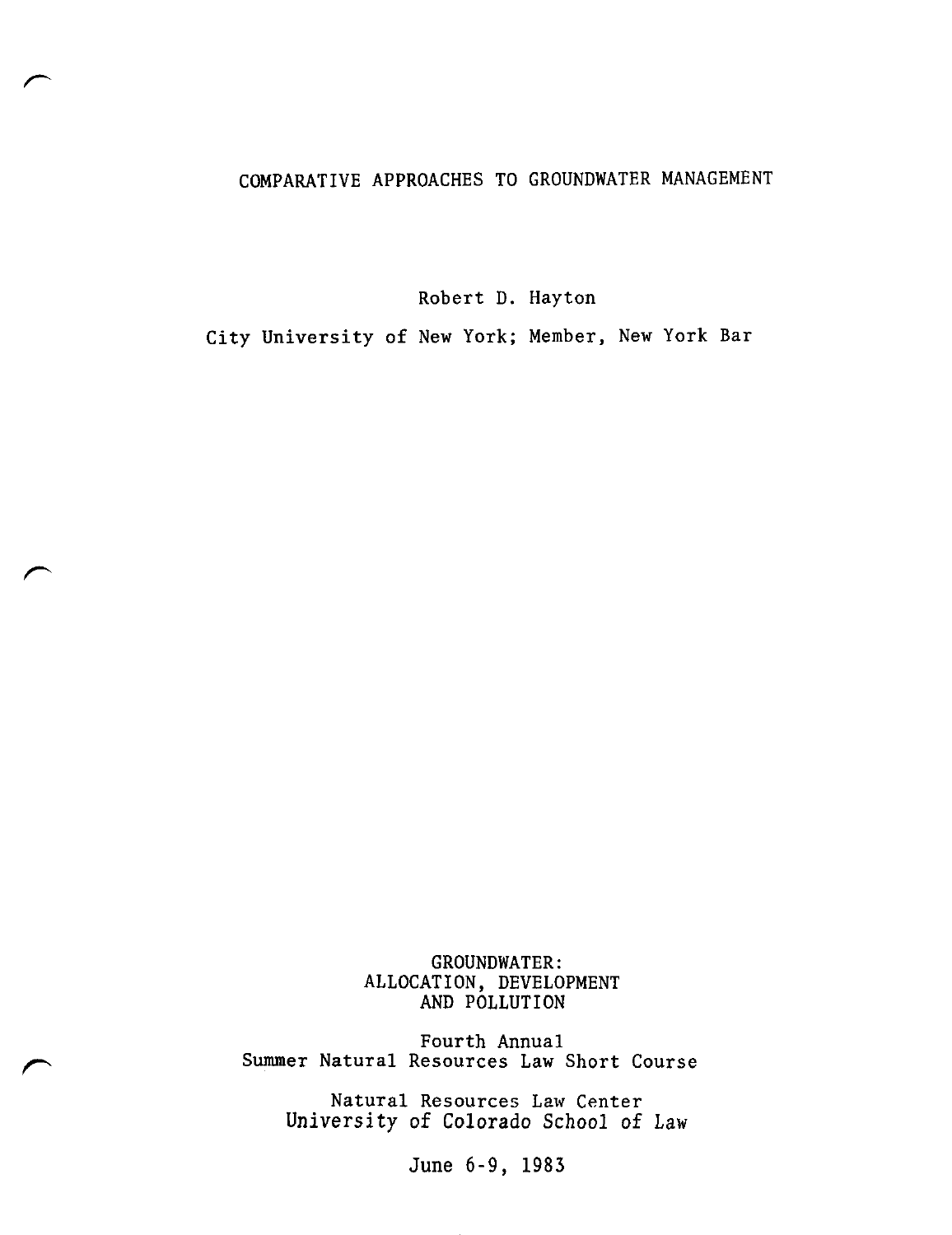# COMPARATIVE APPROACHES TO GROUNDWATER MANAGEMENT

Robert D. Hayton

City University of New York; Member, New York Bar

GROUNDWATER:
ALLOCATION, DEVELOPMENT
AND POLLUTION

Fourth Annual
Summer Natural Resources Law Short Course

Natural Resources Law Center
University of Colorado School of Law

June 6-9, 1983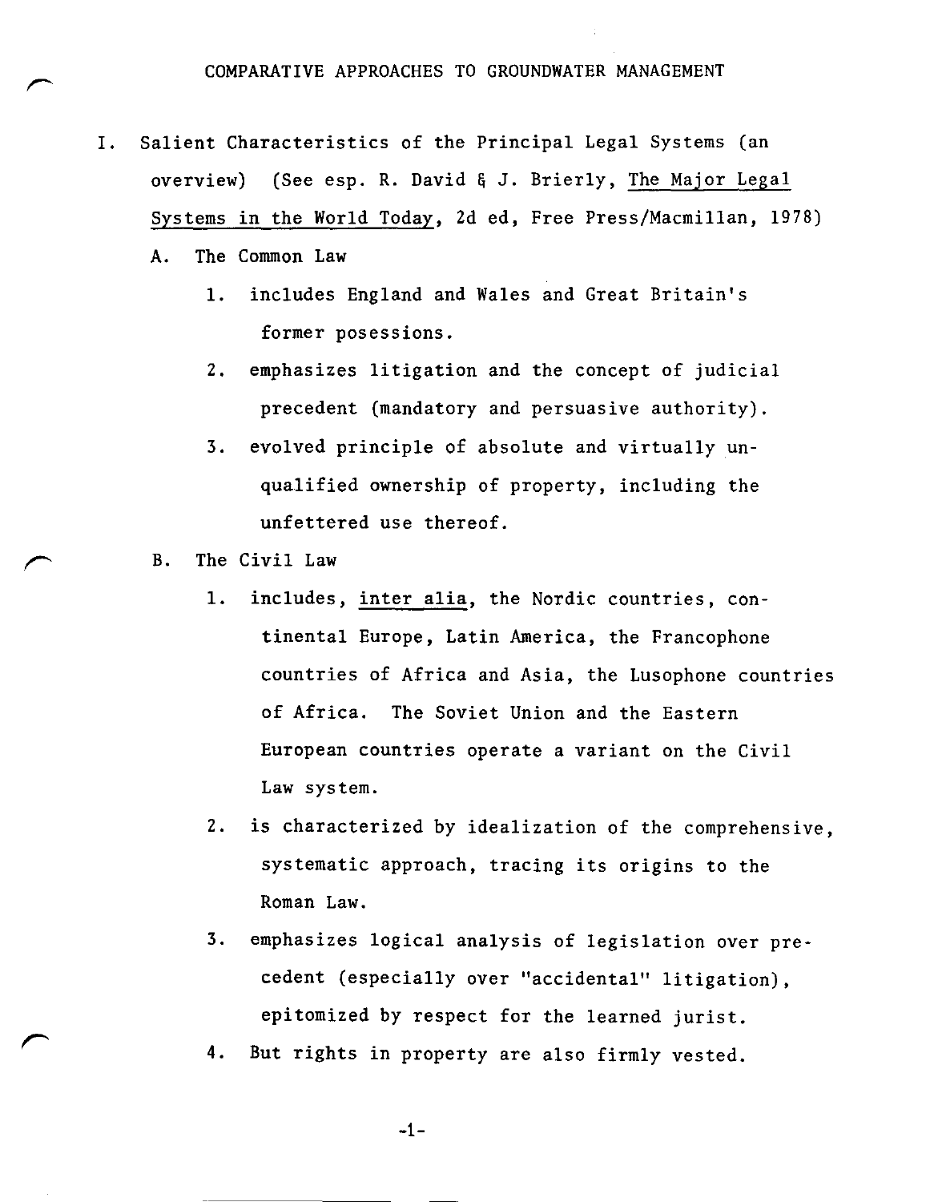# COMPARATIVE APPROACHES TO GROUNDWATER MANAGEMENT

I. Salient Characteristics of the Principal Legal Systems (an overview) (See esp. R. David & J. Brierly, The Major Legal Systems in the World Today, 2d ed, Free Press/Macmillan, 1978)

A. The Common Law

1. includes England and Wales and Great Britain's former posessions.
2. emphasizes litigation and the concept of judicial precedent (mandatory and persuasive authority).
3. evolved principle of absolute and virtually unqualified ownership of property, including the unfettered use thereof.

B. The Civil Law

1. includes, *inter alia*, the Nordic countries, continental Europe, Latin America, the Francophone countries of Africa and Asia, the Lusophone countries of Africa. The Soviet Union and the Eastern European countries operate a variant on the Civil Law system.
2. is characterized by idealization of the comprehensive, systematic approach, tracing its origins to the Roman Law.
3. emphasizes logical analysis of legislation over precedent (especially over "accidental" litigation), epitomized by respect for the learned jurist.
4. But rights in property are also firmly vested.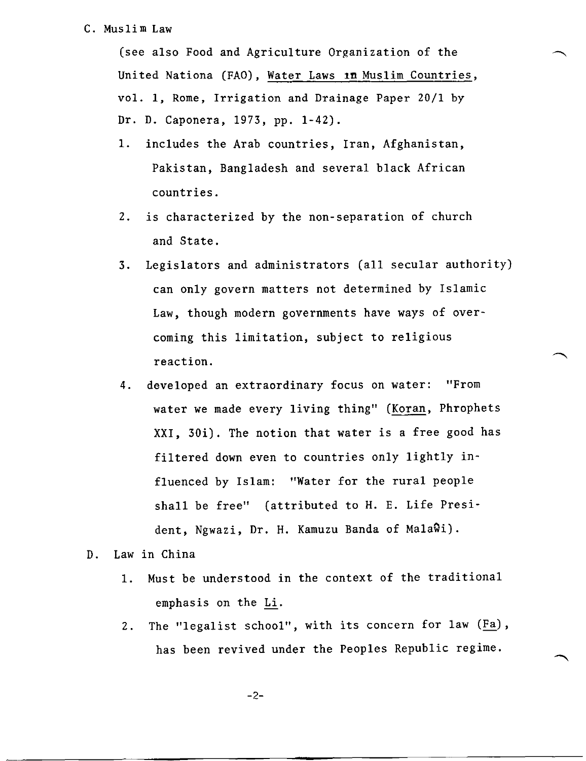C. Muslim Law

(see also Food and Agriculture Organization of the United Nationa (FAO), Water Laws in Muslim Countries, vol. 1, Rome, Irrigation and Drainage Paper 20/1 by Dr. D. Caponera, 1973, pp. 1-42).

1. includes the Arab countries, Iran, Afghanistan, Pakistan, Bangladesh and several black African countries.
2. is characterized by the non-separation of church and State.
3. Legislators and administrators (all secular authority) can only govern matters not determined by Islamic Law, though modern governments have ways of overcoming this limitation, subject to religious reaction.
4. developed an extraordinary focus on water: "From water we made every living thing" (Koran, Phrophets XXI, 30i). The notion that water is a free good has filtered down even to countries only lightly influenced by Islam: "Water for the rural people shall be free" (attributed to H. E. Life President, Ngwazi, Dr. H. Kamuzu Banda of Malaŵi).

D. Law in China

1. Must be understood in the context of the traditional emphasis on the Li.
2. The "legalist school", with its concern for law (Fa), has been revived under the Peoples Republic regime.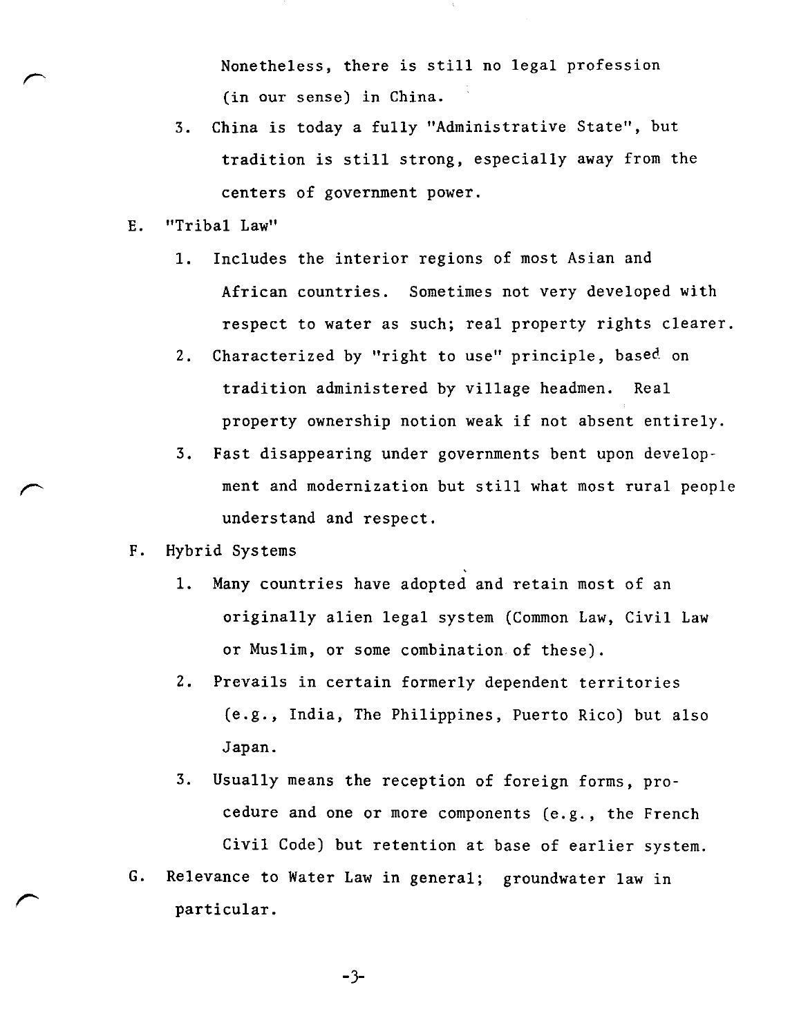Nonetheless, there is still no legal profession (in our sense) in China.

3. China is today a fully "Administrative State", but tradition is still strong, especially away from the centers of government power.

E. "Tribal Law"

1. Includes the interior regions of most Asian and African countries. Sometimes not very developed with respect to water as such; real property rights clearer.
2. Characterized by "right to use" principle, based on tradition administered by village headmen. Real property ownership notion weak if not absent entirely.
3. Fast disappearing under governments bent upon development and modernization but still what most rural people understand and respect.

F. Hybrid Systems

1. Many countries have adopted and retain most of an originally alien legal system (Common Law, Civil Law or Muslim, or some combination of these).
2. Prevails in certain formerly dependent territories (e.g., India, The Philippines, Puerto Rico) but also Japan.
3. Usually means the reception of foreign forms, procedure and one or more components (e.g., the French Civil Code) but retention at base of earlier system.

G. Relevance to Water Law in general; groundwater law in particular.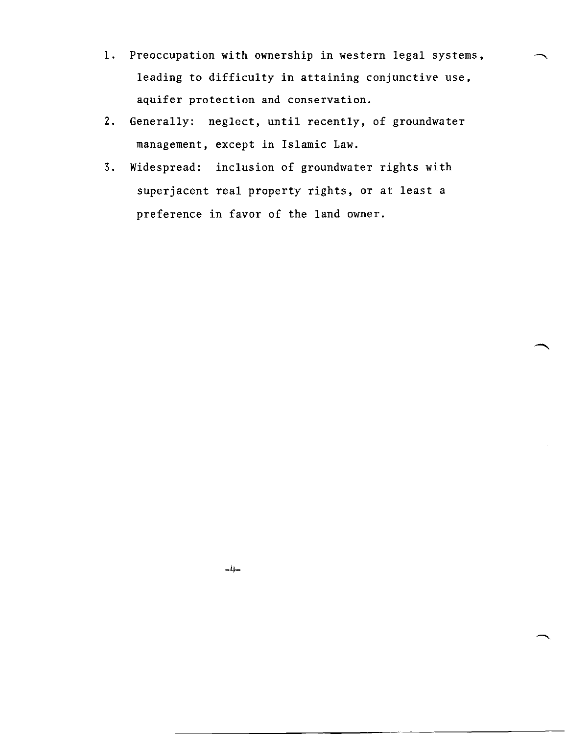1. Preoccupation with ownership in western legal systems, leading to difficulty in attaining conjunctive use, aquifer protection and conservation.
2. Generally: neglect, until recently, of groundwater management, except in Islamic Law.
3. Widespread: inclusion of groundwater rights with superjacent real property rights, or at least a preference in favor of the land owner.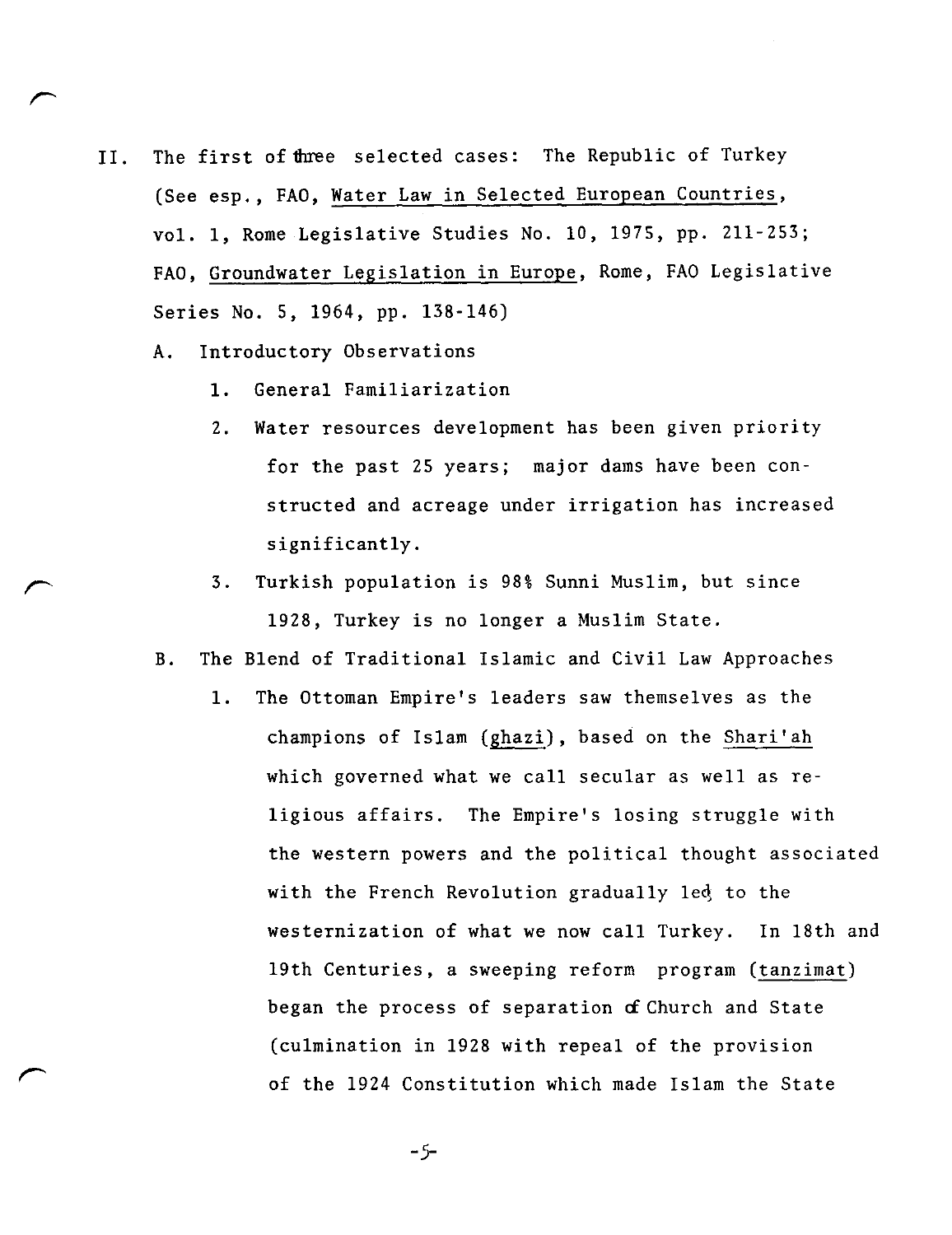II. The first of three selected cases: The Republic of Turkey (See esp., FAO, Water Law in Selected European Countries, vol. 1, Rome Legislative Studies No. 10, 1975, pp. 211-253; FAO, Groundwater Legislation in Europe, Rome, FAO Legislative Series No. 5, 1964, pp. 138-146)

A. Introductory Observations

1. General Familiarization

2. Water resources development has been given priority for the past 25 years; major dams have been constructed and acreage under irrigation has increased significantly.

3. Turkish population is 98% Sunni Muslim, but since 1928, Turkey is no longer a Muslim State.

B. The Blend of Traditional Islamic and Civil Law Approaches

1. The Ottoman Empire's leaders saw themselves as the champions of Islam (ghazi), based on the Shari'ah which governed what we call secular as well as religious affairs. The Empire's losing struggle with the western powers and the political thought associated with the French Revolution gradually led to the westernization of what we now call Turkey. In 18th and 19th Centuries, a sweeping reform program (tanzimat) began the process of separation of Church and State (culmination in 1928 with repeal of the provision of the 1924 Constitution which made Islam the State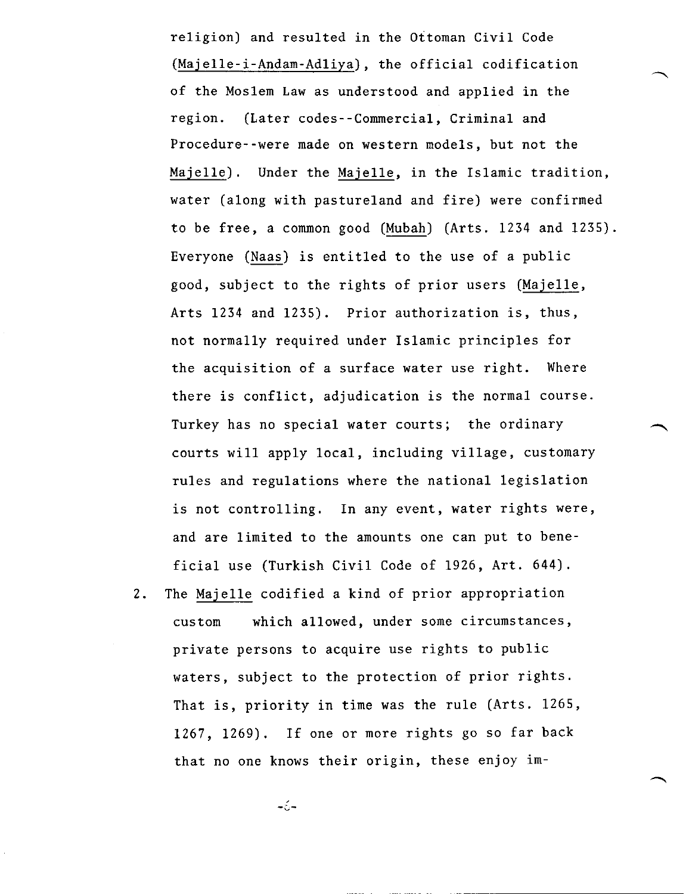religion) and resulted in the Ottoman Civil Code (Majelle-i-Andam-Adliya), the official codification of the Moslem Law as understood and applied in the region. (Later codes--Commercial, Criminal and Procedure--were made on western models, but not the Majelle). Under the Majelle, in the Islamic tradition, water (along with pastureland and fire) were confirmed to be free, a common good (Mubah) (Arts. 1234 and 1235). Everyone (Naas) is entitled to the use of a public good, subject to the rights of prior users (Majelle, Arts 1234 and 1235). Prior authorization is, thus, not normally required under Islamic principles for the acquisition of a surface water use right. Where there is conflict, adjudication is the normal course. Turkey has no special water courts; the ordinary courts will apply local, including village, customary rules and regulations where the national legislation is not controlling. In any event, water rights were, and are limited to the amounts one can put to beneficial use (Turkish Civil Code of 1926, Art. 644).

2. The Majelle codified a kind of prior appropriation custom which allowed, under some circumstances, private persons to acquire use rights to public waters, subject to the protection of prior rights. That is, priority in time was the rule (Arts. 1265, 1267, 1269). If one or more rights go so far back that no one knows their origin, these enjoy im-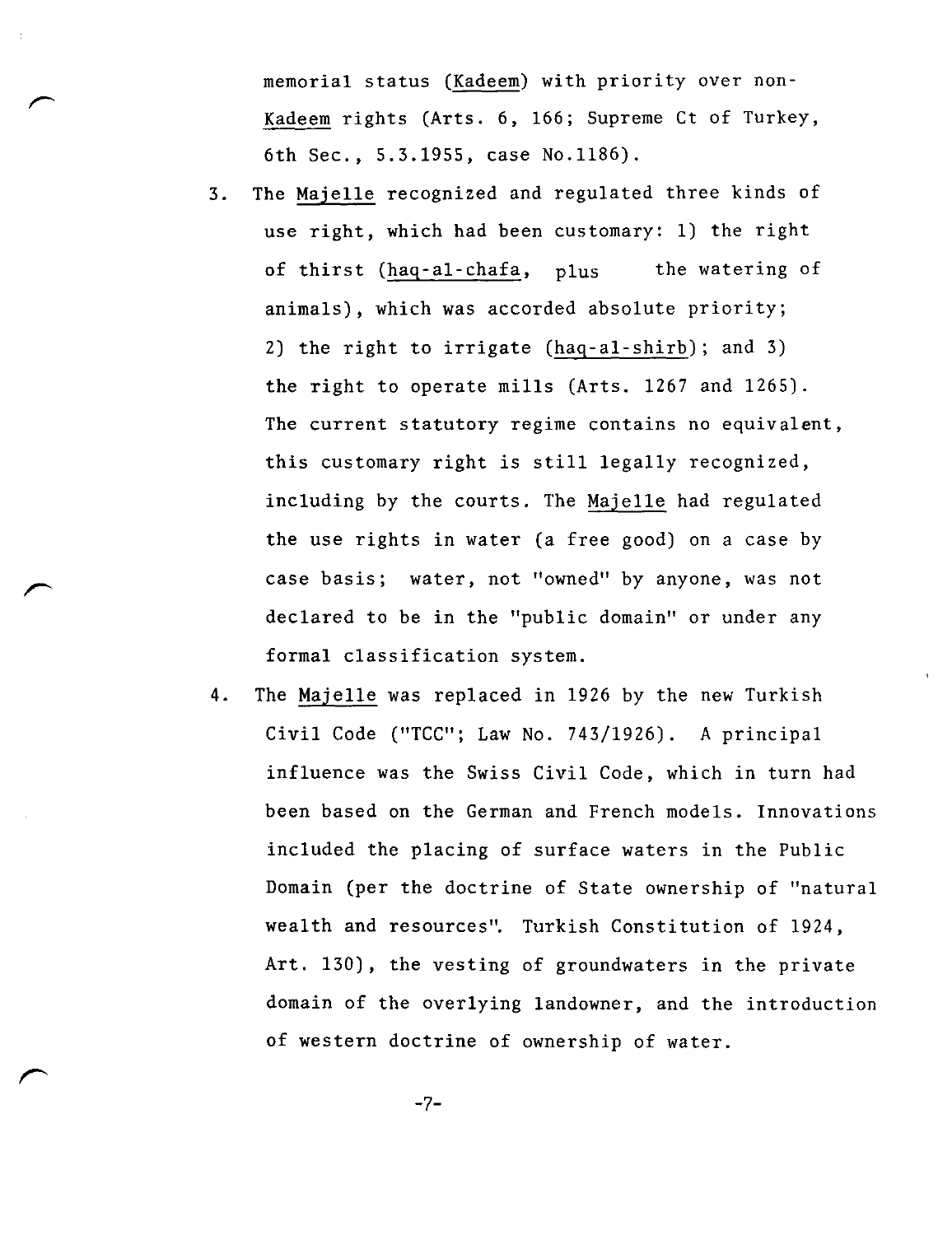memorial status (Kadeem) with priority over non-Kadeem rights (Arts. 6, 166; Supreme Ct of Turkey, 6th Sec., 5.3.1955, case No.1186).

3. The Majelle recognized and regulated three kinds of use right, which had been customary: 1) the right of thirst (haq-al-chafa, plus the watering of animals), which was accorded absolute priority; 2) the right to irrigate (haq-al-shirb); and 3) the right to operate mills (Arts. 1267 and 1265). The current statutory regime contains no equivalent, this customary right is still legally recognized, including by the courts. The Majelle had regulated the use rights in water (a free good) on a case by case basis; water, not "owned" by anyone, was not declared to be in the "public domain" or under any formal classification system.

4. The Majelle was replaced in 1926 by the new Turkish Civil Code ("TCC"; Law No. 743/1926). A principal influence was the Swiss Civil Code, which in turn had been based on the German and French models. Innovations included the placing of surface waters in the Public Domain (per the doctrine of State ownership of "natural wealth and resources". Turkish Constitution of 1924, Art. 130), the vesting of groundwaters in the private domain of the overlying landowner, and the introduction of western doctrine of ownership of water.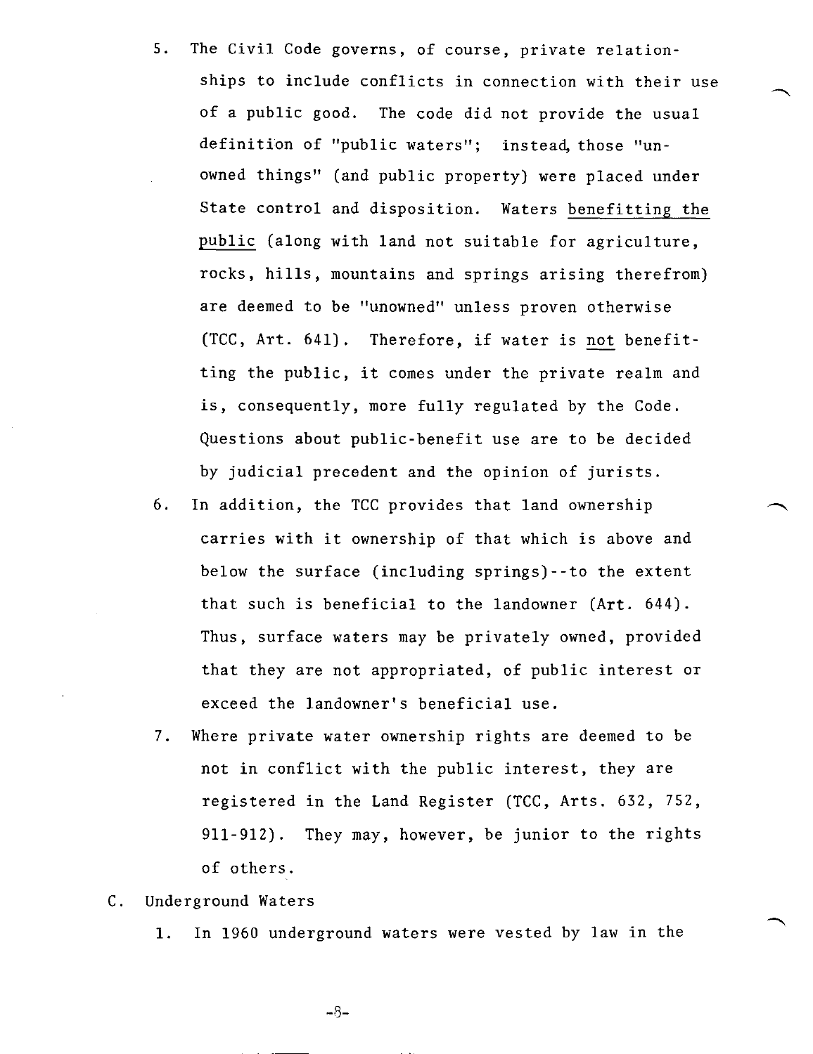5. The Civil Code governs, of course, private relationships to include conflicts in connection with their use of a public good. The code did not provide the usual definition of "public waters"; instead, those "unowned things" (and public property) were placed under State control and disposition. Waters <u>benefitting the public</u> (along with land not suitable for agriculture, rocks, hills, mountains and springs arising therefrom) are deemed to be "unowned" unless proven otherwise (TCC, Art. 641). Therefore, if water is <u>not</u> benefitting the public, it comes under the private realm and is, consequently, more fully regulated by the Code. Questions about public-benefit use are to be decided by judicial precedent and the opinion of jurists.

6. In addition, the TCC provides that land ownership carries with it ownership of that which is above and below the surface (including springs)--to the extent that such is beneficial to the landowner (Art. 644). Thus, surface waters may be privately owned, provided that they are not appropriated, of public interest or exceed the landowner's beneficial use.

7. Where private water ownership rights are deemed to be not in conflict with the public interest, they are registered in the Land Register (TCC, Arts. 632, 752, 911-912). They may, however, be junior to the rights of others.

C. Underground Waters

1. In 1960 underground waters were vested by law in the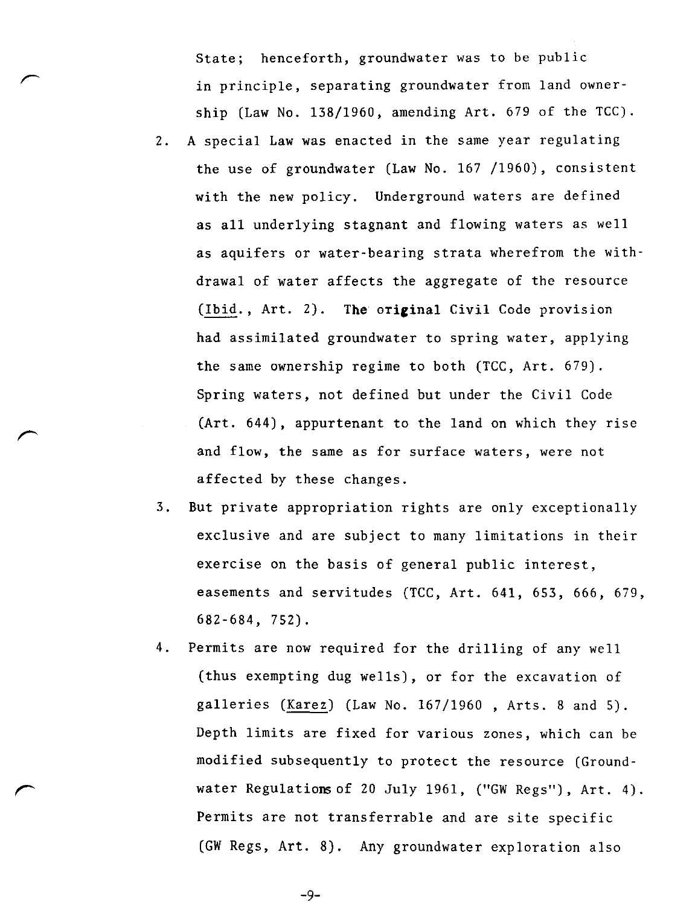State; henceforth, groundwater was to be public in principle, separating groundwater from land ownership (Law No. 138/1960, amending Art. 679 of the TCC).

2. A special Law was enacted in the same year regulating the use of groundwater (Law No. 167 /1960), consistent with the new policy. Underground waters are defined as all underlying stagnant and flowing waters as well as aquifers or water-bearing strata wherefrom the withdrawal of water affects the aggregate of the resource (Ibid., Art. 2). The original Civil Code provision had assimilated groundwater to spring water, applying the same ownership regime to both (TCC, Art. 679). Spring waters, not defined but under the Civil Code (Art. 644), appurtenant to the land on which they rise and flow, the same as for surface waters, were not affected by these changes.

3. But private appropriation rights are only exceptionally exclusive and are subject to many limitations in their exercise on the basis of general public interest, easements and servitudes (TCC, Art. 641, 653, 666, 679, 682-684, 752).

4. Permits are now required for the drilling of any well (thus exempting dug wells), or for the excavation of galleries (Karez) (Law No. 167/1960 , Arts. 8 and 5). Depth limits are fixed for various zones, which can be modified subsequently to protect the resource (Groundwater Regulations of 20 July 1961, ("GW Regs"), Art. 4). Permits are not transferrable and are site specific (GW Regs, Art. 8). Any groundwater exploration also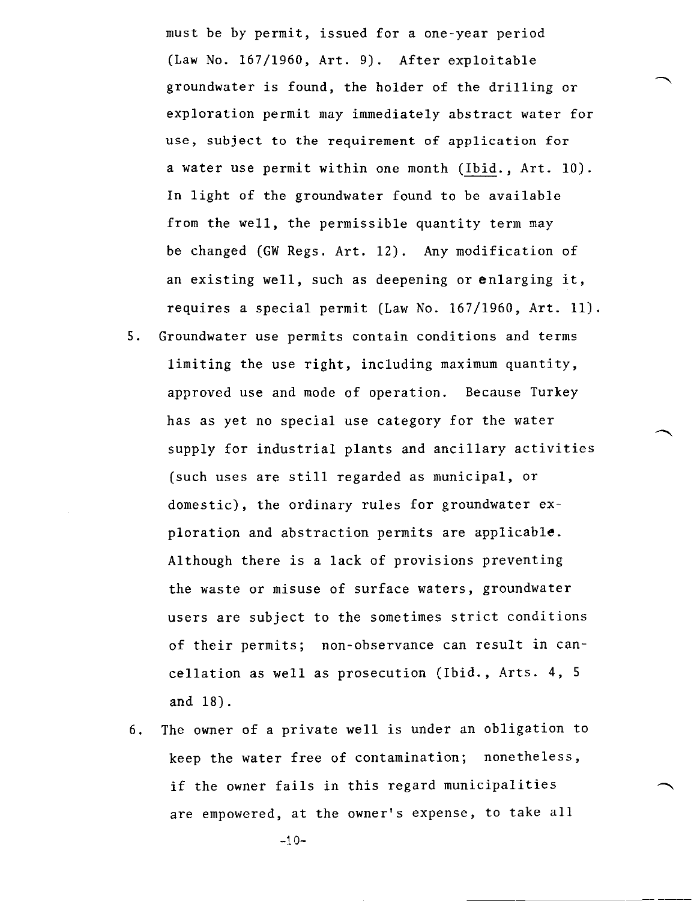must be by permit, issued for a one-year period (Law No. 167/1960, Art. 9). After exploitable groundwater is found, the holder of the drilling or exploration permit may immediately abstract water for use, subject to the requirement of application for a water use permit within one month (Ibid., Art. 10). In light of the groundwater found to be available from the well, the permissible quantity term may be changed (GW Regs. Art. 12). Any modification of an existing well, such as deepening or enlarging it, requires a special permit (Law No. 167/1960, Art. 11).

5. Groundwater use permits contain conditions and terms limiting the use right, including maximum quantity, approved use and mode of operation. Because Turkey has as yet no special use category for the water supply for industrial plants and ancillary activities (such uses are still regarded as municipal, or domestic), the ordinary rules for groundwater exploration and abstraction permits are applicable. Although there is a lack of provisions preventing the waste or misuse of surface waters, groundwater users are subject to the sometimes strict conditions of their permits; non-observance can result in cancellation as well as prosecution (Ibid., Arts. 4, 5 and 18).

6. The owner of a private well is under an obligation to keep the water free of contamination; nonetheless, if the owner fails in this regard municipalities are empowered, at the owner's expense, to take all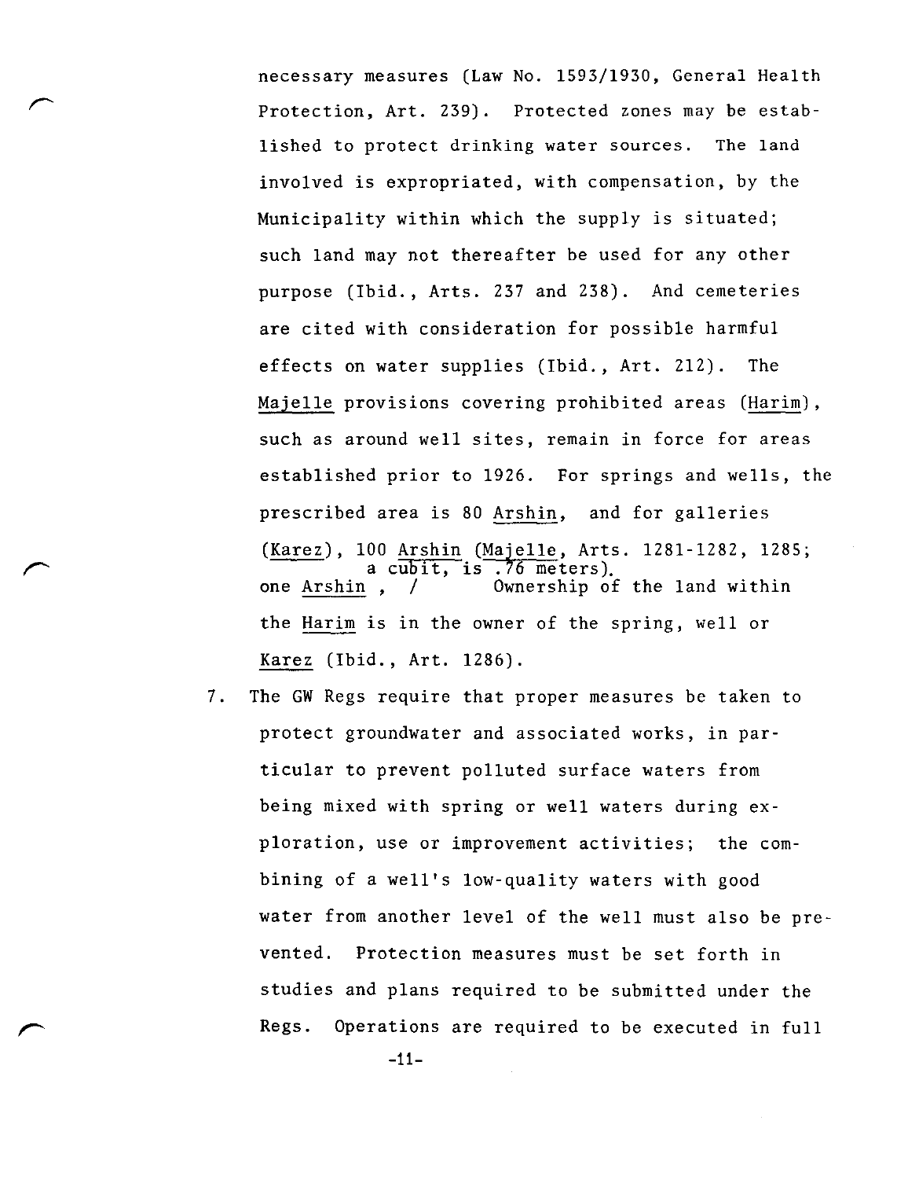necessary measures (Law No. 1593/1930, General Health Protection, Art. 239). Protected zones may be established to protect drinking water sources. The land involved is expropriated, with compensation, by the Municipality within which the supply is situated; such land may not thereafter be used for any other purpose (Ibid., Arts. 237 and 238). And cemeteries are cited with consideration for possible harmful effects on water supplies (Ibid., Art. 212). The Majelle provisions covering prohibited areas (Harim), such as around well sites, remain in force for areas established prior to 1926. For springs and wells, the prescribed area is 80 Arshin, and for galleries (Karez), 100 Arshin (Majelle, Arts. 1281-1282, 1285; one Arshin, a cubit, is .76 meters). Ownership of the land within the Harim is in the owner of the spring, well or Karez (Ibid., Art. 1286).

7. The GW Regs require that proper measures be taken to protect groundwater and associated works, in particular to prevent polluted surface waters from being mixed with spring or well waters during exploration, use or improvement activities; the combining of a well's low-quality waters with good water from another level of the well must also be prevented. Protection measures must be set forth in studies and plans required to be submitted under the Regs. Operations are required to be executed in full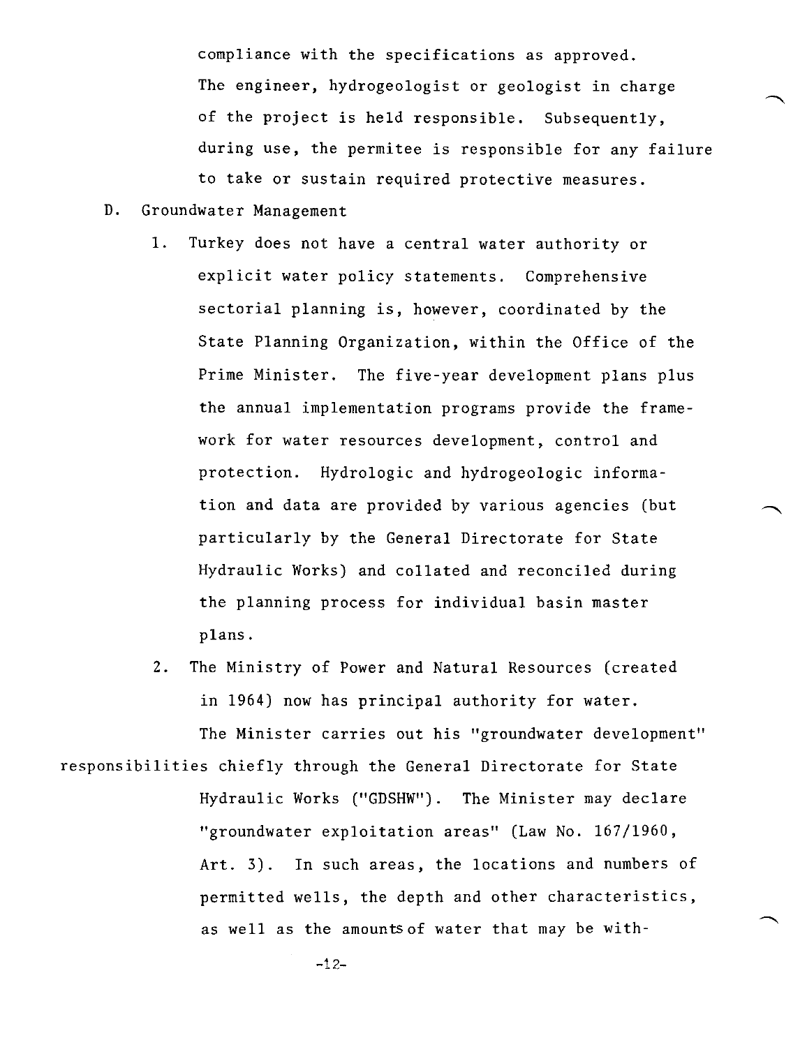compliance with the specifications as approved. The engineer, hydrogeologist or geologist in charge of the project is held responsible. Subsequently, during use, the permitee is responsible for any failure to take or sustain required protective measures.

D. Groundwater Management

1. Turkey does not have a central water authority or explicit water policy statements. Comprehensive sectorial planning is, however, coordinated by the State Planning Organization, within the Office of the Prime Minister. The five-year development plans plus the annual implementation programs provide the framework for water resources development, control and protection. Hydrologic and hydrogeologic information and data are provided by various agencies (but particularly by the General Directorate for State Hydraulic Works) and collated and reconciled during the planning process for individual basin master plans.

2. The Ministry of Power and Natural Resources (created in 1964) now has principal authority for water.

The Minister carries out his "groundwater development" responsibilities chiefly through the General Directorate for State Hydraulic Works ("GDSHW"). The Minister may declare "groundwater exploitation areas" (Law No. 167/1960, Art. 3). In such areas, the locations and numbers of permitted wells, the depth and other characteristics, as well as the amounts of water that may be with-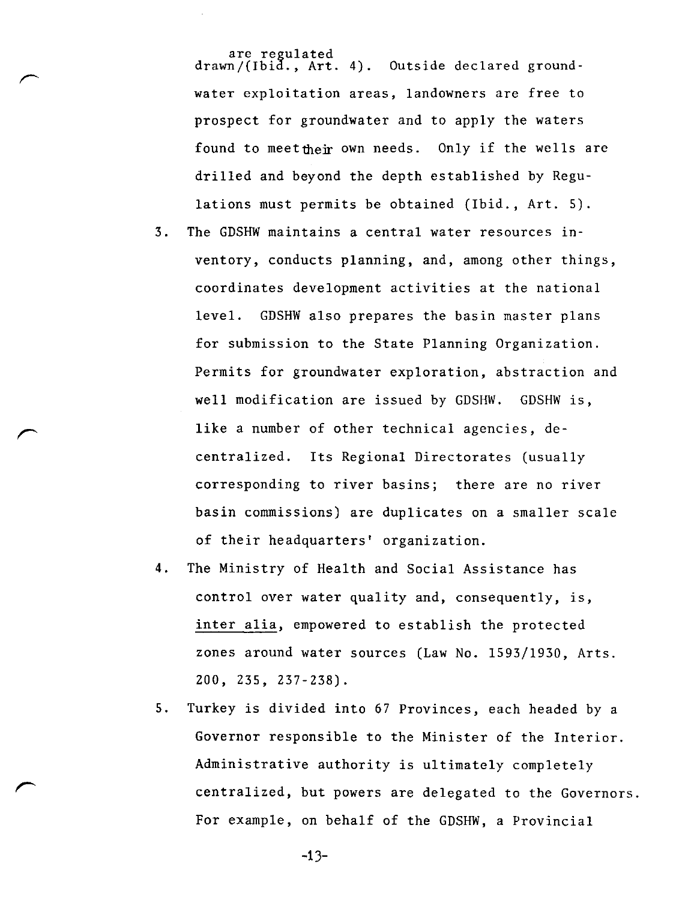drawn/are regulated (Ibid., Art. 4). Outside declared groundwater exploitation areas, landowners are free to prospect for groundwater and to apply the waters found to meet their own needs. Only if the wells are drilled and beyond the depth established by Regulations must permits be obtained (Ibid., Art. 5).

3. The GDSHW maintains a central water resources inventory, conducts planning, and, among other things, coordinates development activities at the national level. GDSHW also prepares the basin master plans for submission to the State Planning Organization. Permits for groundwater exploration, abstraction and well modification are issued by GDSHW. GDSHW is, like a number of other technical agencies, decentralized. Its Regional Directorates (usually corresponding to river basins; there are no river basin commissions) are duplicates on a smaller scale of their headquarters' organization.

4. The Ministry of Health and Social Assistance has control over water quality and, consequently, is, *inter alia*, empowered to establish the protected zones around water sources (Law No. 1593/1930, Arts. 200, 235, 237-238).

5. Turkey is divided into 67 Provinces, each headed by a Governor responsible to the Minister of the Interior. Administrative authority is ultimately completely centralized, but powers are delegated to the Governors. For example, on behalf of the GDSHW, a Provincial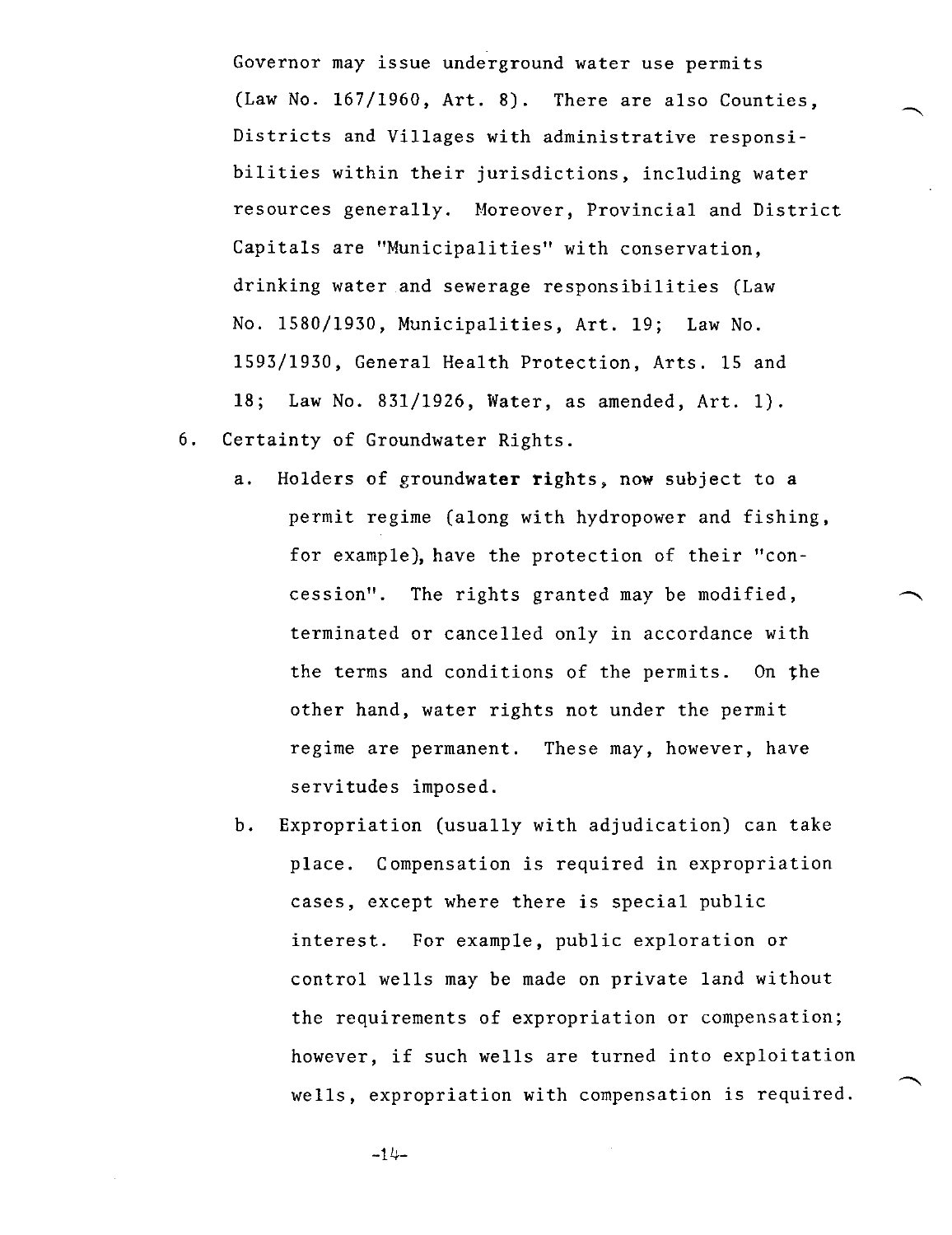Governor may issue underground water use permits (Law No. 167/1960, Art. 8). There are also Counties, Districts and Villages with administrative responsibilities within their jurisdictions, including water resources generally. Moreover, Provincial and District Capitals are "Municipalities" with conservation, drinking water and sewerage responsibilities (Law No. 1580/1930, Municipalities, Art. 19; Law No. 1593/1930, General Health Protection, Arts. 15 and 18; Law No. 831/1926, Water, as amended, Art. 1).

6. Certainty of Groundwater Rights.

   a. Holders of groundwater rights, now subject to a permit regime (along with hydropower and fishing, for example), have the protection of their "concession". The rights granted may be modified, terminated or cancelled only in accordance with the terms and conditions of the permits. On the other hand, water rights not under the permit regime are permanent. These may, however, have servitudes imposed.

   b. Expropriation (usually with adjudication) can take place. Compensation is required in expropriation cases, except where there is special public interest. For example, public exploration or control wells may be made on private land without the requirements of expropriation or compensation; however, if such wells are turned into exploitation wells, expropriation with compensation is required.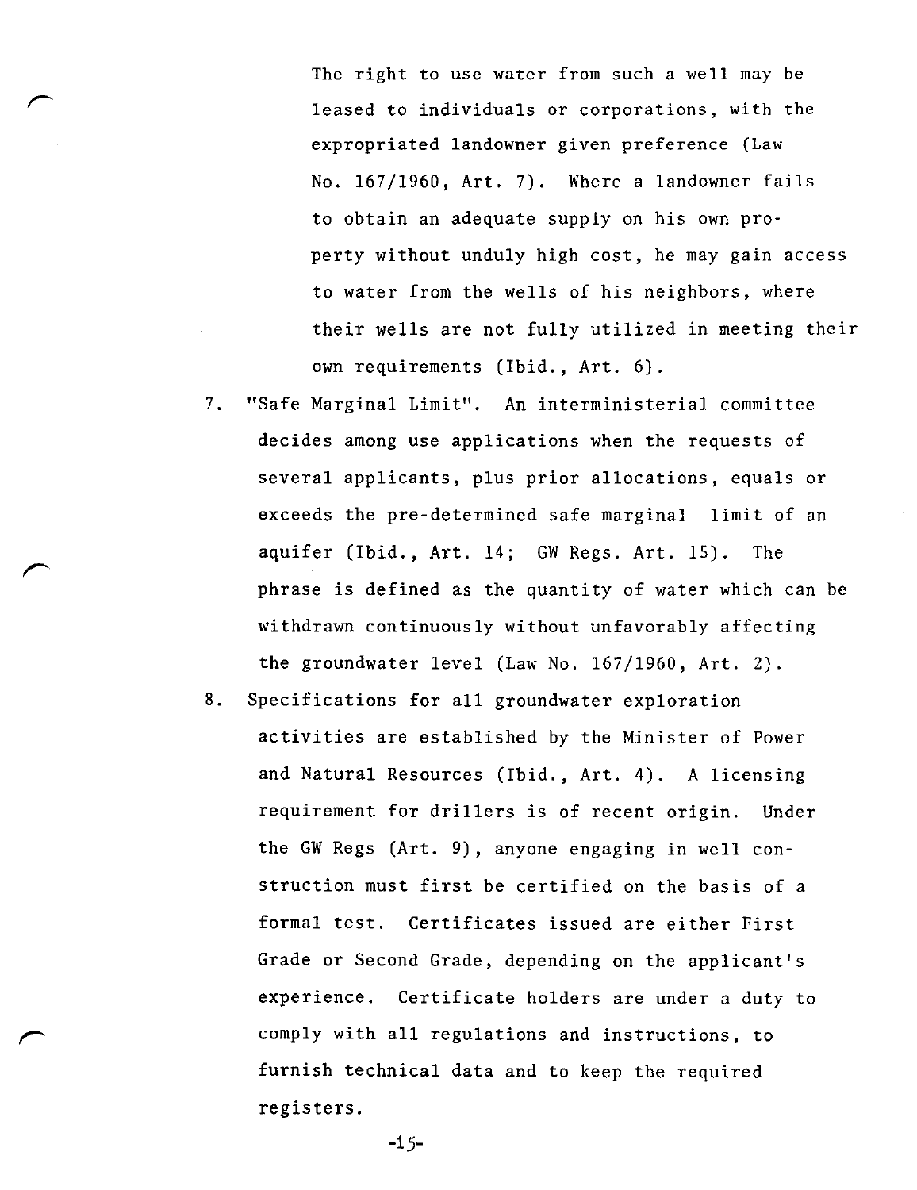The right to use water from such a well may be leased to individuals or corporations, with the expropriated landowner given preference (Law No. 167/1960, Art. 7). Where a landowner fails to obtain an adequate supply on his own property without unduly high cost, he may gain access to water from the wells of his neighbors, where their wells are not fully utilized in meeting their own requirements (Ibid., Art. 6).

7. "Safe Marginal Limit". An interministerial committee decides among use applications when the requests of several applicants, plus prior allocations, equals or exceeds the pre-determined safe marginal limit of an aquifer (Ibid., Art. 14; GW Regs. Art. 15). The phrase is defined as the quantity of water which can be withdrawn continuously without unfavorably affecting the groundwater level (Law No. 167/1960, Art. 2).

8. Specifications for all groundwater exploration activities are established by the Minister of Power and Natural Resources (Ibid., Art. 4). A licensing requirement for drillers is of recent origin. Under the GW Regs (Art. 9), anyone engaging in well construction must first be certified on the basis of a formal test. Certificates issued are either First Grade or Second Grade, depending on the applicant's experience. Certificate holders are under a duty to comply with all regulations and instructions, to furnish technical data and to keep the required registers.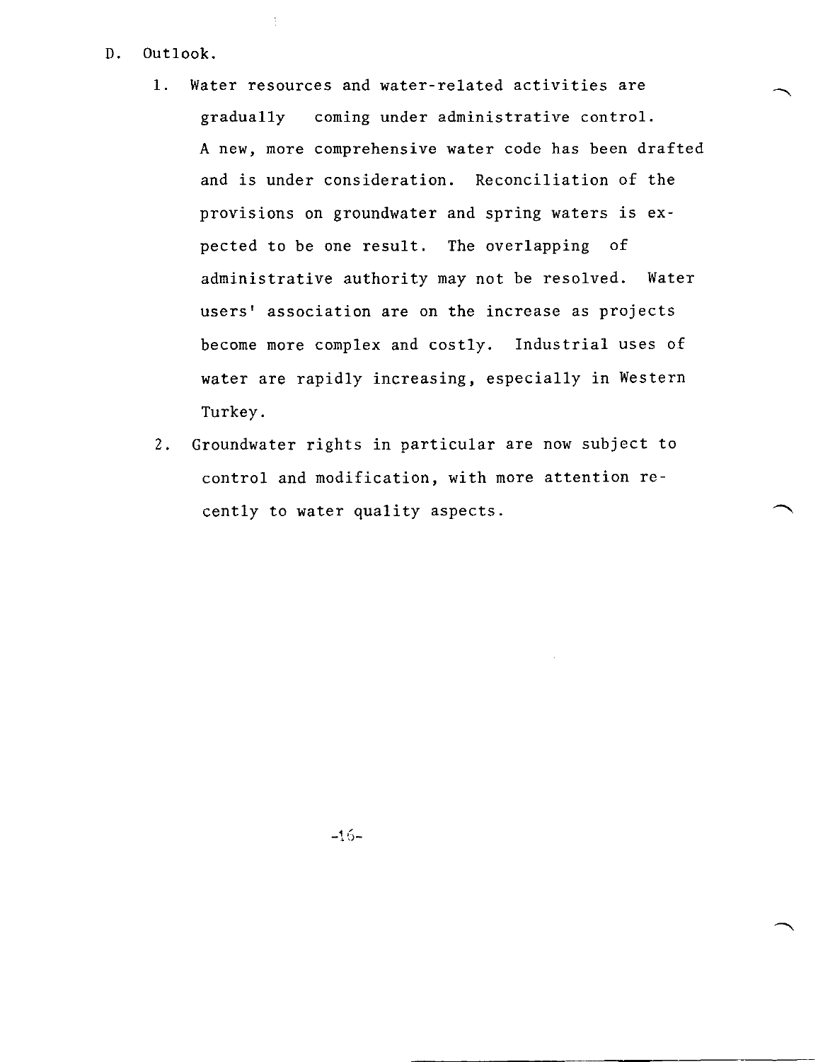D. Outlook.

1. Water resources and water-related activities are gradually coming under administrative control. A new, more comprehensive water code has been drafted and is under consideration. Reconciliation of the provisions on groundwater and spring waters is expected to be one result. The overlapping of administrative authority may not be resolved. Water users' association are on the increase as projects become more complex and costly. Industrial uses of water are rapidly increasing, especially in Western Turkey.

2. Groundwater rights in particular are now subject to control and modification, with more attention recently to water quality aspects.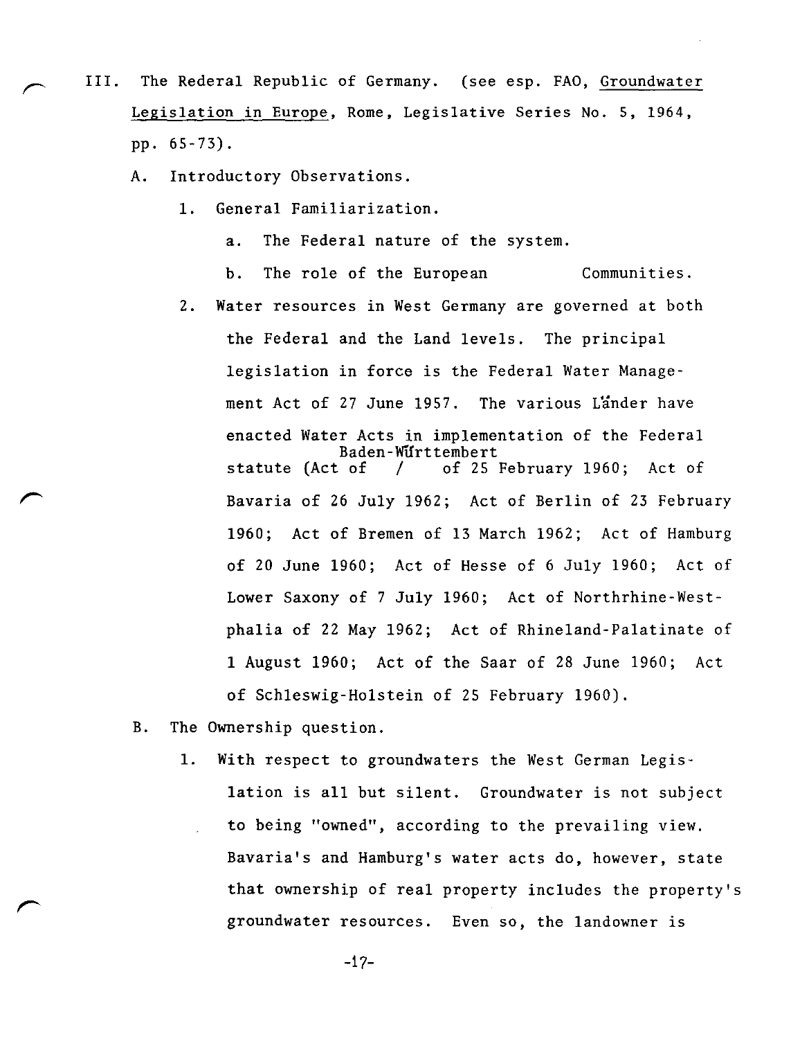III. The Rederal Republic of Germany. (see esp. FAO, Groundwater Legislation in Europe, Rome, Legislative Series No. 5, 1964, pp. 65-73).

A. Introductory Observations.

1. General Familiarization.

   a. The Federal nature of the system.

   b. The role of the European Communities.

2. Water resources in West Germany are governed at both the Federal and the Land levels. The principal legislation in force is the Federal Water Management Act of 27 June 1957. The various Länder have enacted Water Acts in implementation of the Federal statute (Act of Baden-Württembert of 25 February 1960; Act of Bavaria of 26 July 1962; Act of Berlin of 23 February 1960; Act of Bremen of 13 March 1962; Act of Hamburg of 20 June 1960; Act of Hesse of 6 July 1960; Act of Lower Saxony of 7 July 1960; Act of Northrhine-Westphalia of 22 May 1962; Act of Rhineland-Palatinate of 1 August 1960; Act of the Saar of 28 June 1960; Act of Schleswig-Holstein of 25 February 1960).

B. The Ownership question.

1. With respect to groundwaters the West German Legislation is all but silent. Groundwater is not subject to being "owned", according to the prevailing view. Bavaria's and Hamburg's water acts do, however, state that ownership of real property includes the property's groundwater resources. Even so, the landowner is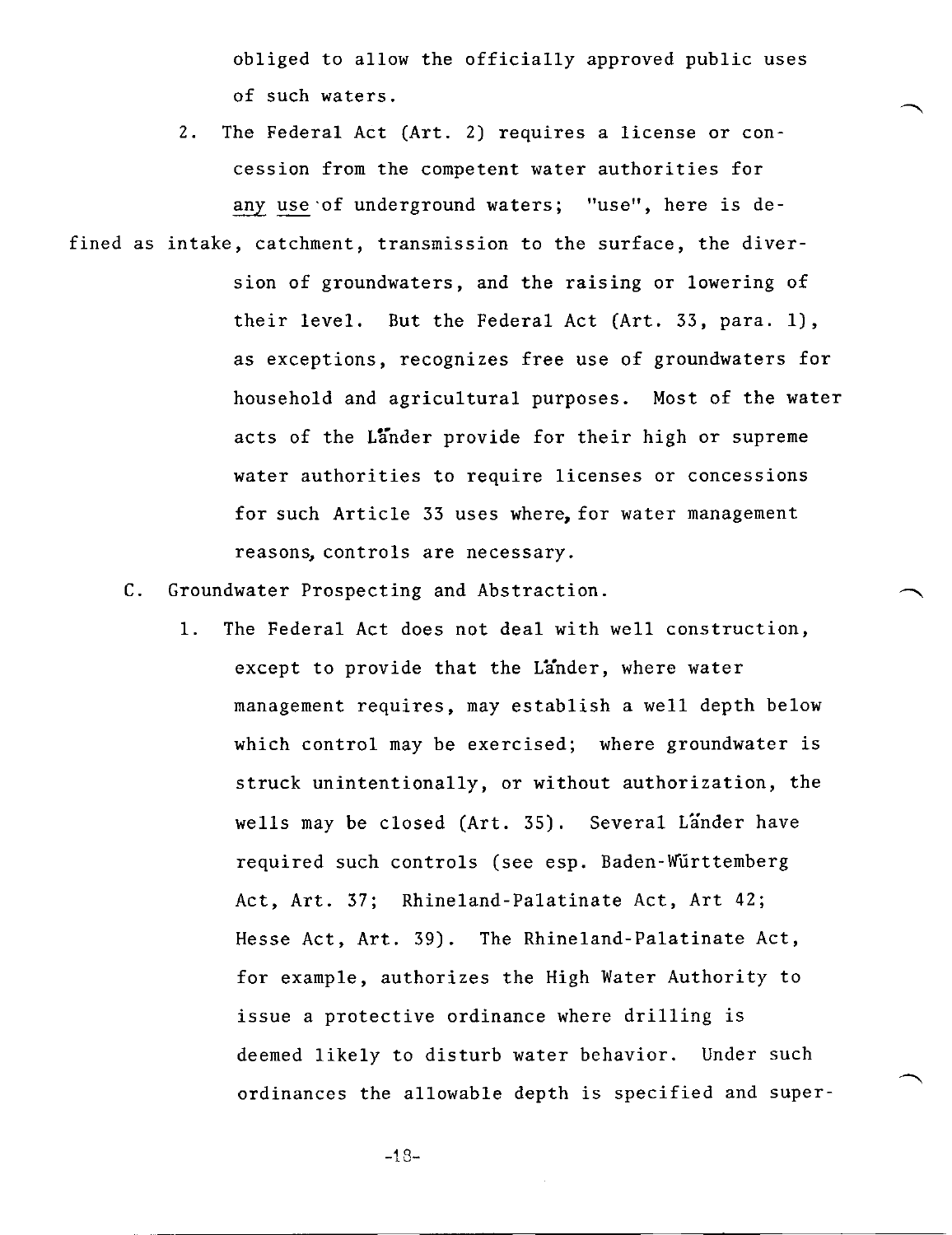obliged to allow the officially approved public uses of such waters.

2. The Federal Act (Art. 2) requires a license or concession from the competent water authorities for <u>any use</u> of underground waters; "use", here is defined as intake, catchment, transmission to the surface, the diversion of groundwaters, and the raising or lowering of their level. But the Federal Act (Art. 33, para. 1), as exceptions, recognizes free use of groundwaters for household and agricultural purposes. Most of the water acts of the Länder provide for their high or supreme water authorities to require licenses or concessions for such Article 33 uses where, for water management reasons, controls are necessary.

C. Groundwater Prospecting and Abstraction.

1. The Federal Act does not deal with well construction, except to provide that the Länder, where water management requires, may establish a well depth below which control may be exercised; where groundwater is struck unintentionally, or without authorization, the wells may be closed (Art. 35). Several Länder have required such controls (see esp. Baden-Württemberg Act, Art. 37; Rhineland-Palatinate Act, Art 42; Hesse Act, Art. 39). The Rhineland-Palatinate Act, for example, authorizes the High Water Authority to issue a protective ordinance where drilling is deemed likely to disturb water behavior. Under such ordinances the allowable depth is specified and super-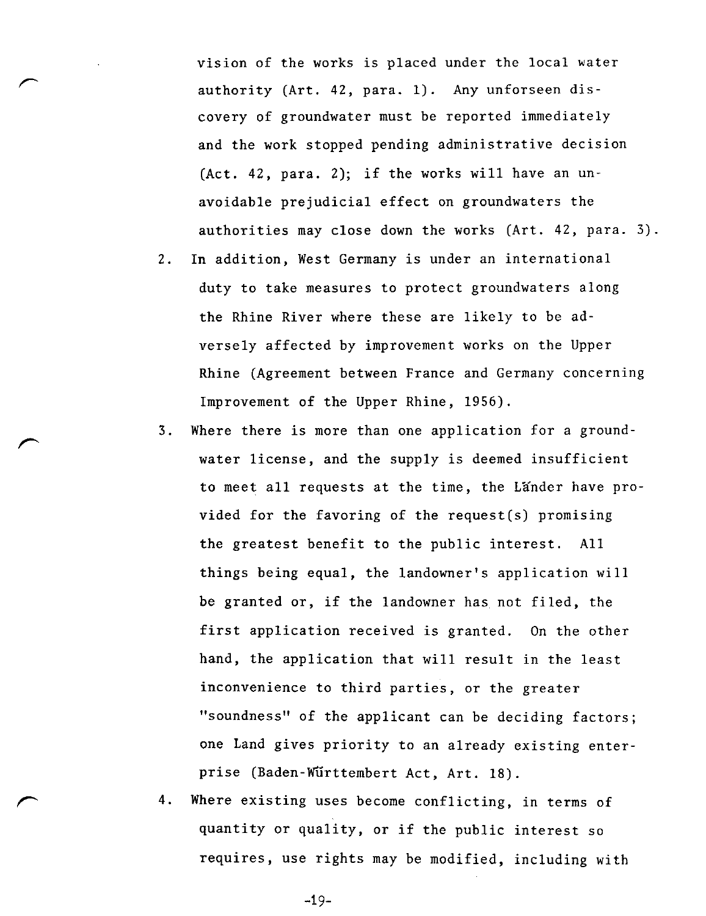vision of the works is placed under the local water authority (Art. 42, para. 1). Any unforseen discovery of groundwater must be reported immediately and the work stopped pending administrative decision (Act. 42, para. 2); if the works will have an unavoidable prejudicial effect on groundwaters the authorities may close down the works (Art. 42, para. 3).

2. In addition, West Germany is under an international duty to take measures to protect groundwaters along the Rhine River where these are likely to be adversely affected by improvement works on the Upper Rhine (Agreement between France and Germany concerning Improvement of the Upper Rhine, 1956).

3. Where there is more than one application for a groundwater license, and the supply is deemed insufficient to meet all requests at the time, the Länder have provided for the favoring of the request(s) promising the greatest benefit to the public interest. All things being equal, the landowner's application will be granted or, if the landowner has not filed, the first application received is granted. On the other hand, the application that will result in the least inconvenience to third parties, or the greater "soundness" of the applicant can be deciding factors; one Land gives priority to an already existing enterprise (Baden-Württembert Act, Art. 18).

4. Where existing uses become conflicting, in terms of quantity or quality, or if the public interest so requires, use rights may be modified, including with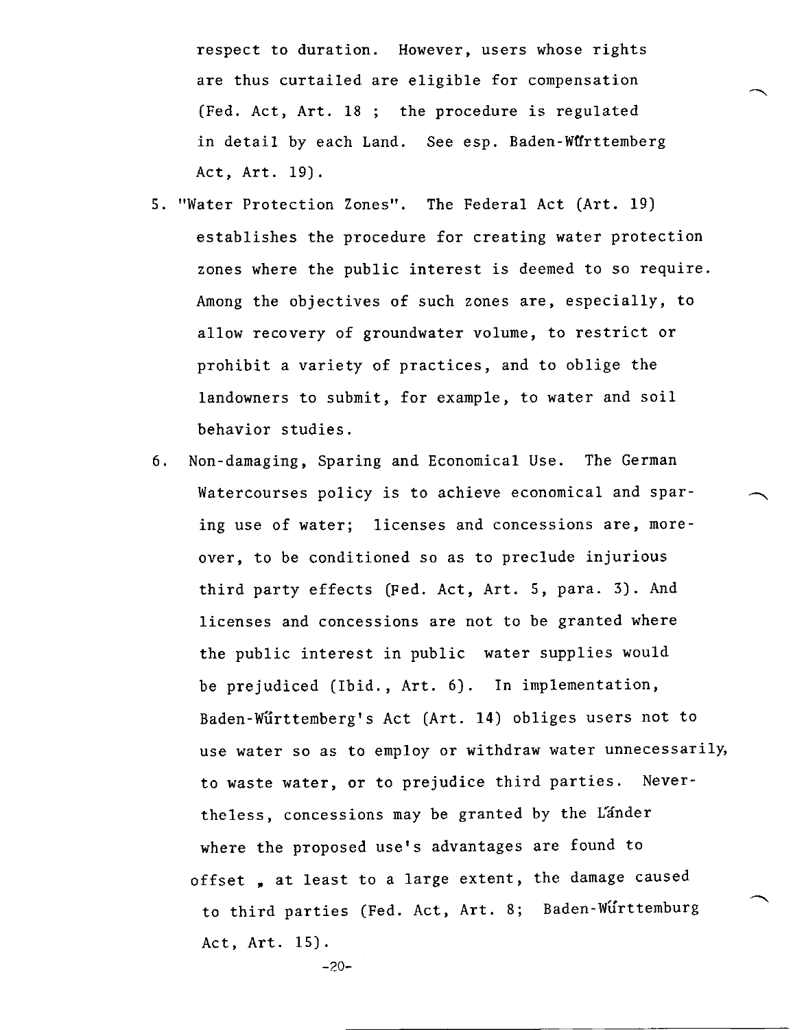respect to duration. However, users whose rights are thus curtailed are eligible for compensation (Fed. Act, Art. 18 ; the procedure is regulated in detail by each Land. See esp. Baden-Württemberg Act, Art. 19).

5. "Water Protection Zones". The Federal Act (Art. 19) establishes the procedure for creating water protection zones where the public interest is deemed to so require. Among the objectives of such zones are, especially, to allow recovery of groundwater volume, to restrict or prohibit a variety of practices, and to oblige the landowners to submit, for example, to water and soil behavior studies.

6. Non-damaging, Sparing and Economical Use. The German Watercourses policy is to achieve economical and sparing use of water; licenses and concessions are, moreover, to be conditioned so as to preclude injurious third party effects (Fed. Act, Art. 5, para. 3). And licenses and concessions are not to be granted where the public interest in public water supplies would be prejudiced (Ibid., Art. 6). In implementation, Baden-Württemberg's Act (Art. 14) obliges users not to use water so as to employ or withdraw water unnecessarily, to waste water, or to prejudice third parties. Nevertheless, concessions may be granted by the Länder where the proposed use's advantages are found to offset , at least to a large extent, the damage caused to third parties (Fed. Act, Art. 8; Baden-Württemburg Act, Art. 15).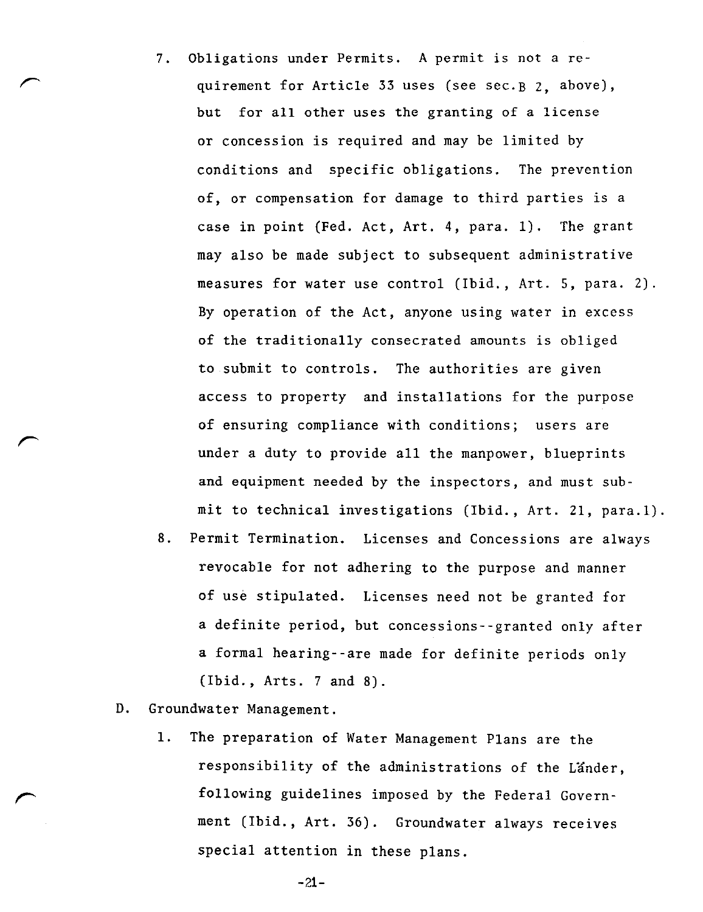7. Obligations under Permits. A permit is not a requirement for Article 33 uses (see sec. B 2, above), but for all other uses the granting of a license or concession is required and may be limited by conditions and specific obligations. The prevention of, or compensation for damage to third parties is a case in point (Fed. Act, Art. 4, para. 1). The grant may also be made subject to subsequent administrative measures for water use control (Ibid., Art. 5, para. 2). By operation of the Act, anyone using water in excess of the traditionally consecrated amounts is obliged to submit to controls. The authorities are given access to property and installations for the purpose of ensuring compliance with conditions; users are under a duty to provide all the manpower, blueprints and equipment needed by the inspectors, and must submit to technical investigations (Ibid., Art. 21, para. 1).

8. Permit Termination. Licenses and Concessions are always revocable for not adhering to the purpose and manner of use stipulated. Licenses need not be granted for a definite period, but concessions--granted only after a formal hearing--are made for definite periods only (Ibid., Arts. 7 and 8).

D. Groundwater Management.

1. The preparation of Water Management Plans are the responsibility of the administrations of the Länder, following guidelines imposed by the Federal Government (Ibid., Art. 36). Groundwater always receives special attention in these plans.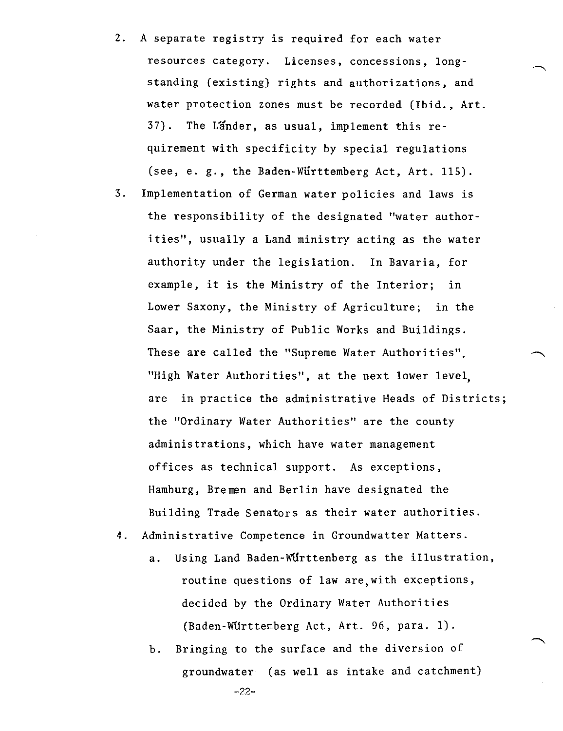2. A separate registry is required for each water resources category. Licenses, concessions, long-standing (existing) rights and authorizations, and water protection zones must be recorded (Ibid., Art. 37). The Länder, as usual, implement this requirement with specificity by special regulations (see, e. g., the Baden-Württemberg Act, Art. 115).

3. Implementation of German water policies and laws is the responsibility of the designated "water authorities", usually a Land ministry acting as the water authority under the legislation. In Bavaria, for example, it is the Ministry of the Interior; in Lower Saxony, the Ministry of Agriculture; in the Saar, the Ministry of Public Works and Buildings. These are called the "Supreme Water Authorities". "High Water Authorities", at the next lower level, are in practice the administrative Heads of Districts; the "Ordinary Water Authorities" are the county administrations, which have water management offices as technical support. As exceptions, Hamburg, Bremen and Berlin have designated the Building Trade Senators as their water authorities.

4. Administrative Competence in Groundwatter Matters.

   a. Using Land Baden-Württenberg as the illustration, routine questions of law are, with exceptions, decided by the Ordinary Water Authorities (Baden-Württemberg Act, Art. 96, para. 1).

   b. Bringing to the surface and the diversion of groundwater (as well as intake and catchment)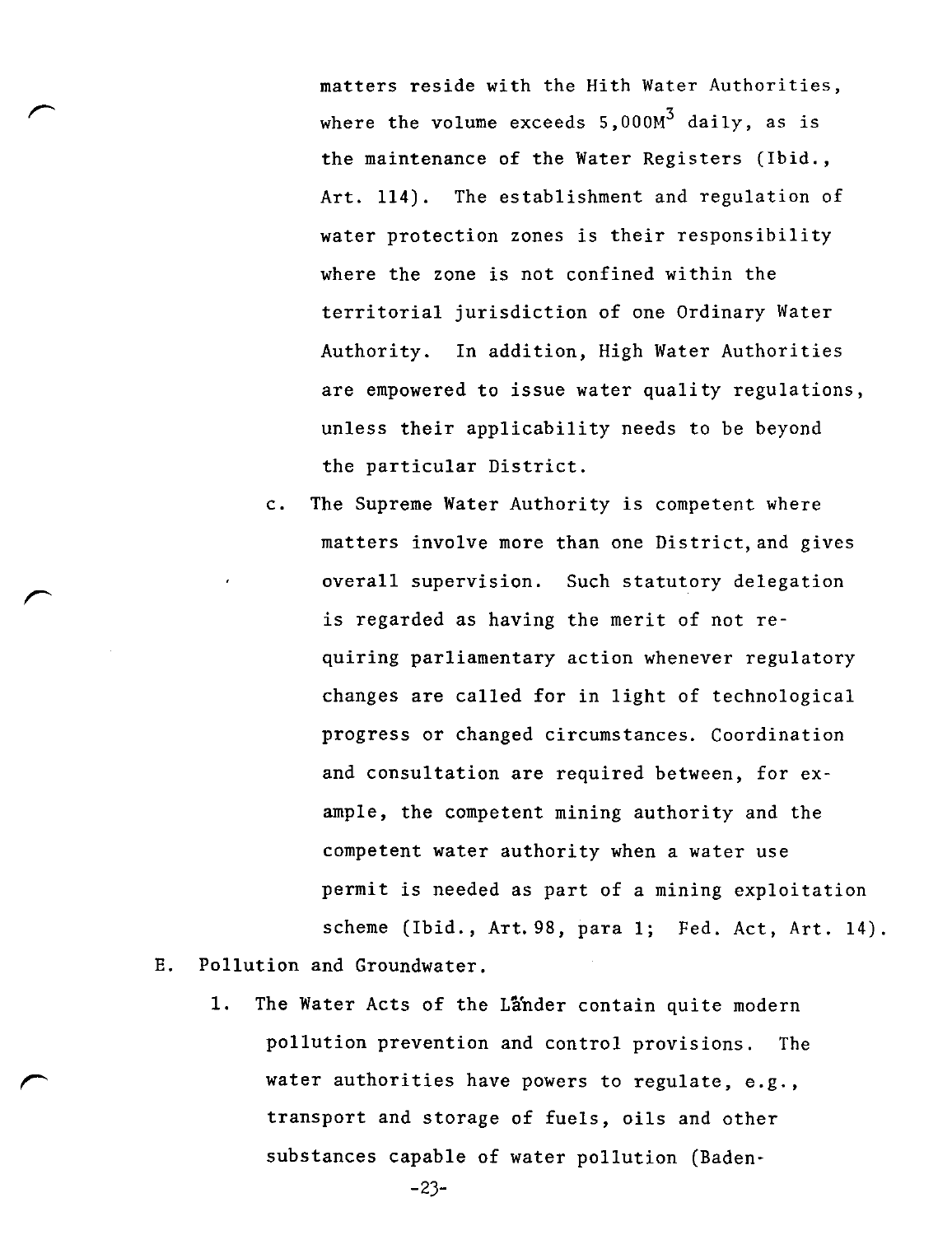matters reside with the Hith Water Authorities, where the volume exceeds 5,000M$^3$ daily, as is the maintenance of the Water Registers (Ibid., Art. 114). The establishment and regulation of water protection zones is their responsibility where the zone is not confined within the territorial jurisdiction of one Ordinary Water Authority. In addition, High Water Authorities are empowered to issue water quality regulations, unless their applicability needs to be beyond the particular District.

c. The Supreme Water Authority is competent where matters involve more than one District, and gives overall supervision. Such statutory delegation is regarded as having the merit of not requiring parliamentary action whenever regulatory changes are called for in light of technological progress or changed circumstances. Coordination and consultation are required between, for example, the competent mining authority and the competent water authority when a water use permit is needed as part of a mining exploitation scheme (Ibid., Art. 98, para 1; Fed. Act, Art. 14).

E. Pollution and Groundwater.

1. The Water Acts of the Länder contain quite modern pollution prevention and control provisions. The water authorities have powers to regulate, e.g., transport and storage of fuels, oils and other substances capable of water pollution (Baden-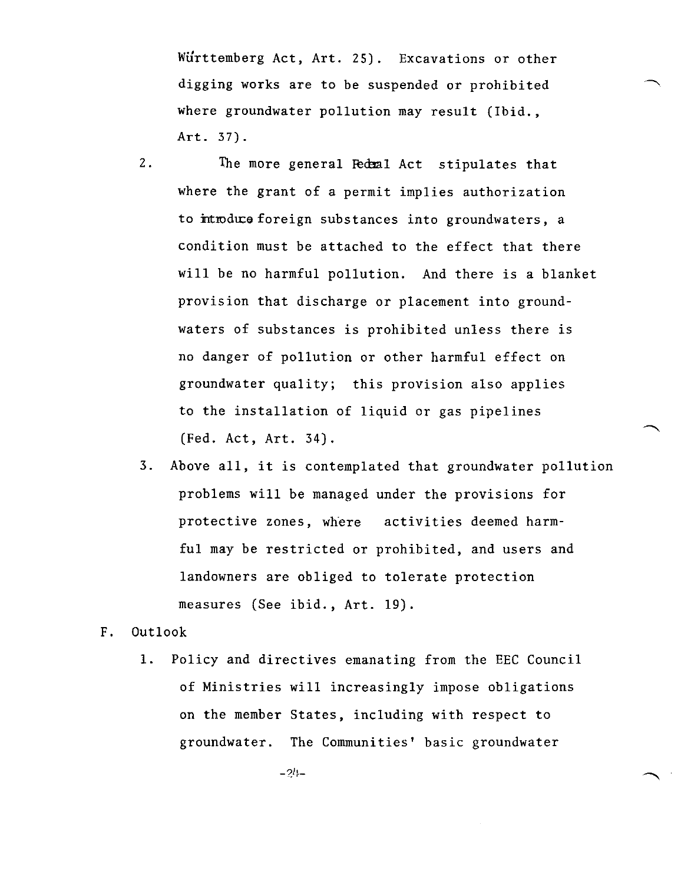Württemberg Act, Art. 25). Excavations or other digging works are to be suspended or prohibited where groundwater pollution may result (Ibid., Art. 37).

2. The more general Federal Act stipulates that where the grant of a permit implies authorization to introduce foreign substances into groundwaters, a condition must be attached to the effect that there will be no harmful pollution. And there is a blanket provision that discharge or placement into groundwaters of substances is prohibited unless there is no danger of pollution or other harmful effect on groundwater quality; this provision also applies to the installation of liquid or gas pipelines (Fed. Act, Art. 34).

3. Above all, it is contemplated that groundwater pollution problems will be managed under the provisions for protective zones, where activities deemed harmful may be restricted or prohibited, and users and landowners are obliged to tolerate protection measures (See ibid., Art. 19).

F. Outlook

1. Policy and directives emanating from the EEC Council of Ministries will increasingly impose obligations on the member States, including with respect to groundwater. The Communities' basic groundwater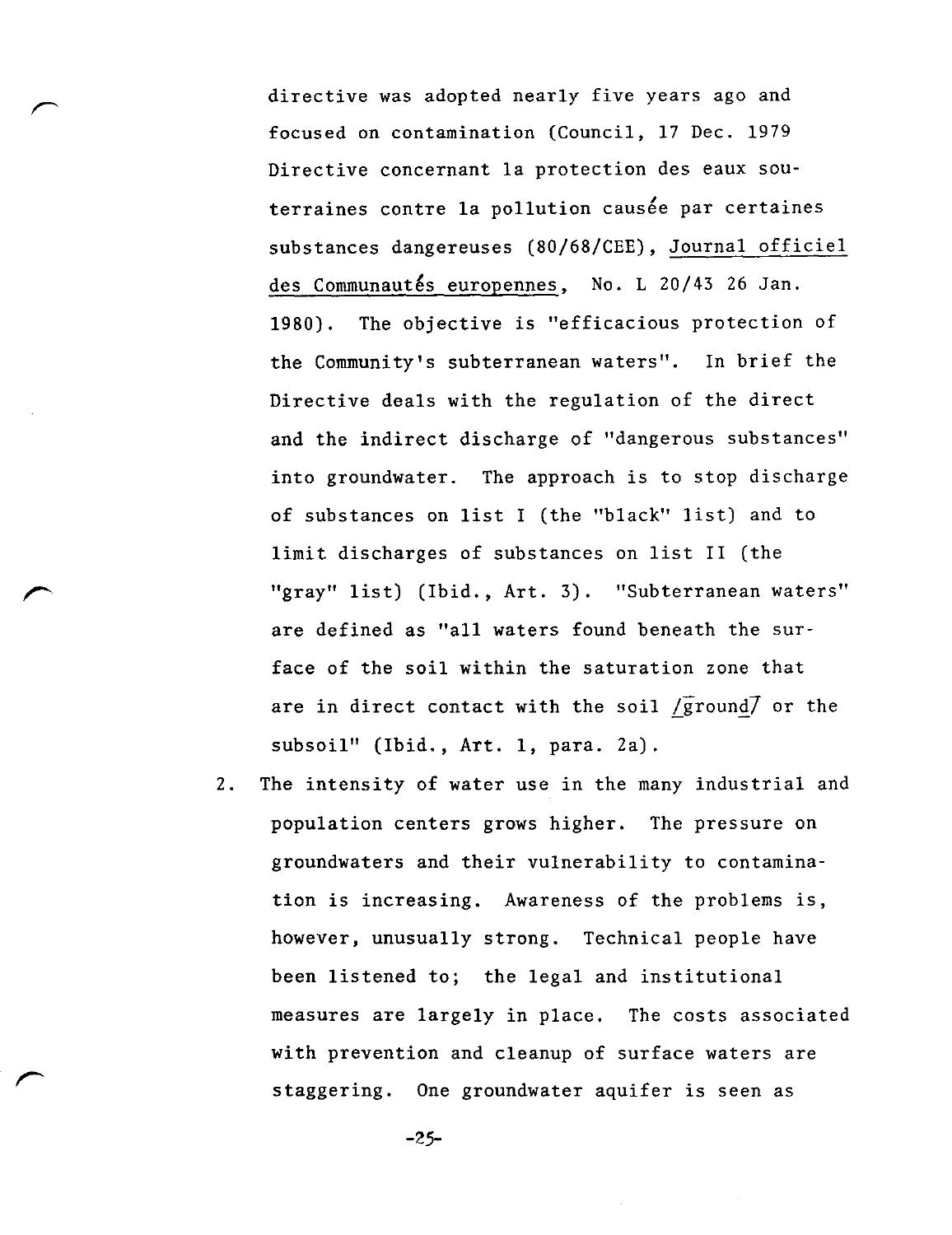directive was adopted nearly five years ago and focused on contamination (Council, 17 Dec. 1979 Directive concernant la protection des eaux souterraines contre la pollution causée par certaines substances dangereuses (80/68/CEE), Journal officiel des Communautés europennes, No. L 20/43 26 Jan. 1980). The objective is "efficacious protection of the Community's subterranean waters". In brief the Directive deals with the regulation of the direct and the indirect discharge of "dangerous substances" into groundwater. The approach is to stop discharge of substances on list I (the "black" list) and to limit discharges of substances on list II (the "gray" list) (Ibid., Art. 3). "Subterranean waters" are defined as "all waters found beneath the surface of the soil within the saturation zone that are in direct contact with the soil /ground/ or the subsoil" (Ibid., Art. 1, para. 2a).

2. The intensity of water use in the many industrial and population centers grows higher. The pressure on groundwaters and their vulnerability to contamination is increasing. Awareness of the problems is, however, unusually strong. Technical people have been listened to; the legal and institutional measures are largely in place. The costs associated with prevention and cleanup of surface waters are staggering. One groundwater aquifer is seen as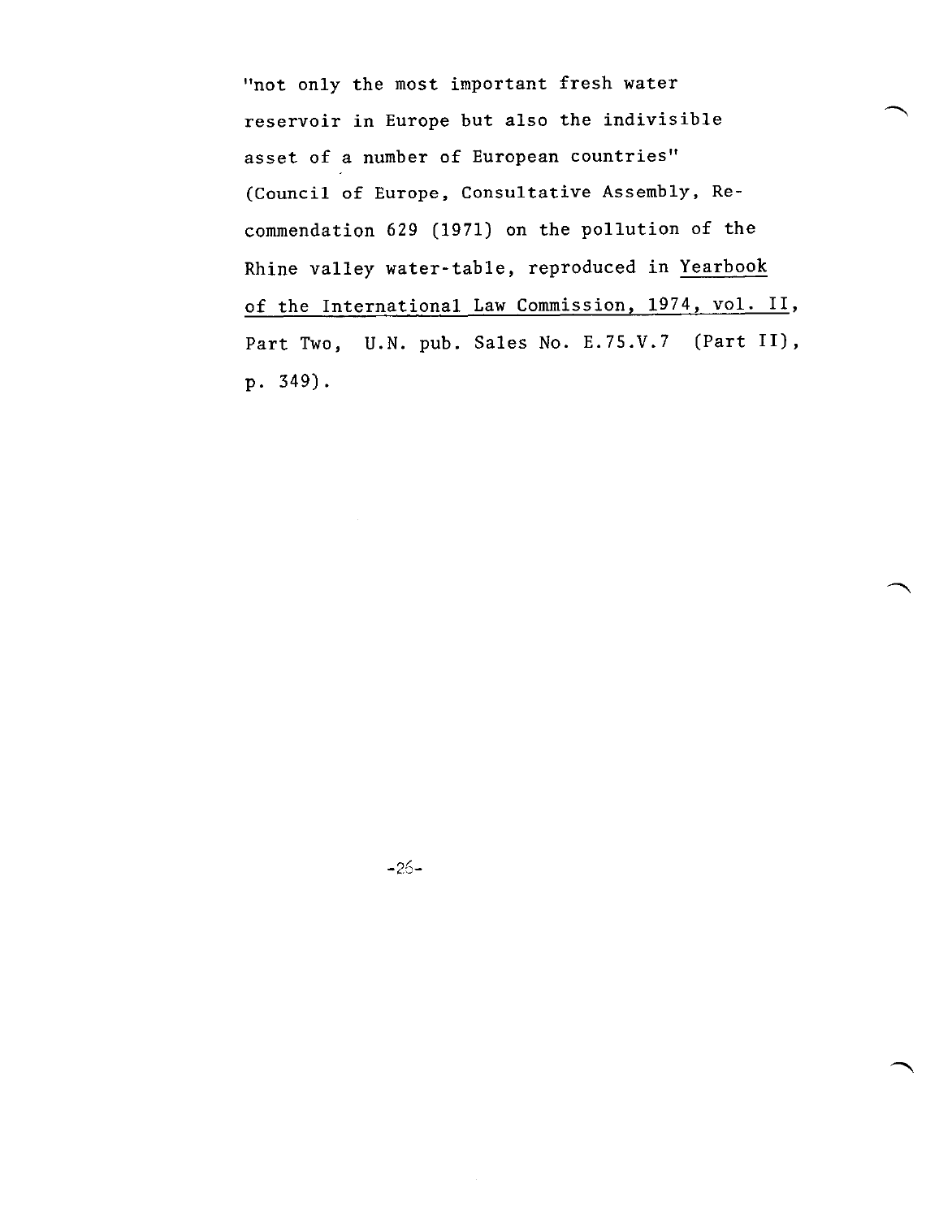"not only the most important fresh water reservoir in Europe but also the indivisible asset of a number of European countries" (Council of Europe, Consultative Assembly, Recommendation 629 (1971) on the pollution of the Rhine valley water-table, reproduced in Yearbook of the International Law Commission, 1974, vol. II, Part Two, U.N. pub. Sales No. E.75.V.7 (Part II), p. 349).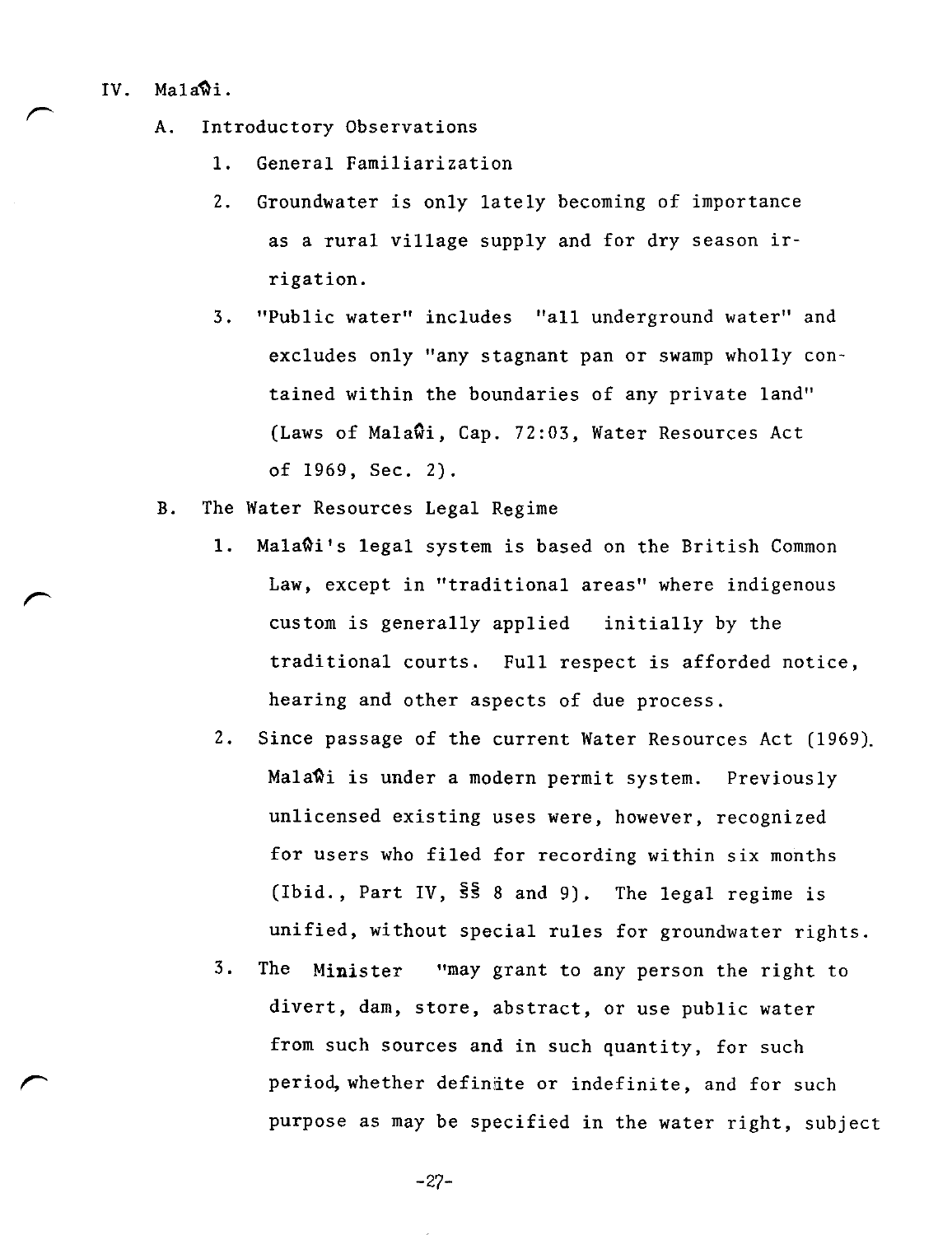IV. Malaŵi.

A. Introductory Observations

1. General Familiarization

2. Groundwater is only lately becoming of importance as a rural village supply and for dry season irrigation.

3. "Public water" includes "all underground water" and excludes only "any stagnant pan or swamp wholly contained within the boundaries of any private land" (Laws of Malaŵi, Cap. 72:03, Water Resources Act of 1969, Sec. 2).

B. The Water Resources Legal Regime

1. Malaŵi's legal system is based on the British Common Law, except in "traditional areas" where indigenous custom is generally applied initially by the traditional courts. Full respect is afforded notice, hearing and other aspects of due process.

2. Since passage of the current Water Resources Act (1969). Malaŵi is under a modern permit system. Previously unlicensed existing uses were, however, recognized for users who filed for recording within six months (Ibid., Part IV, §§ 8 and 9). The legal regime is unified, without special rules for groundwater rights.

3. The Minister "may grant to any person the right to divert, dam, store, abstract, or use public water from such sources and in such quantity, for such period, whether definite or indefinite, and for such purpose as may be specified in the water right, subject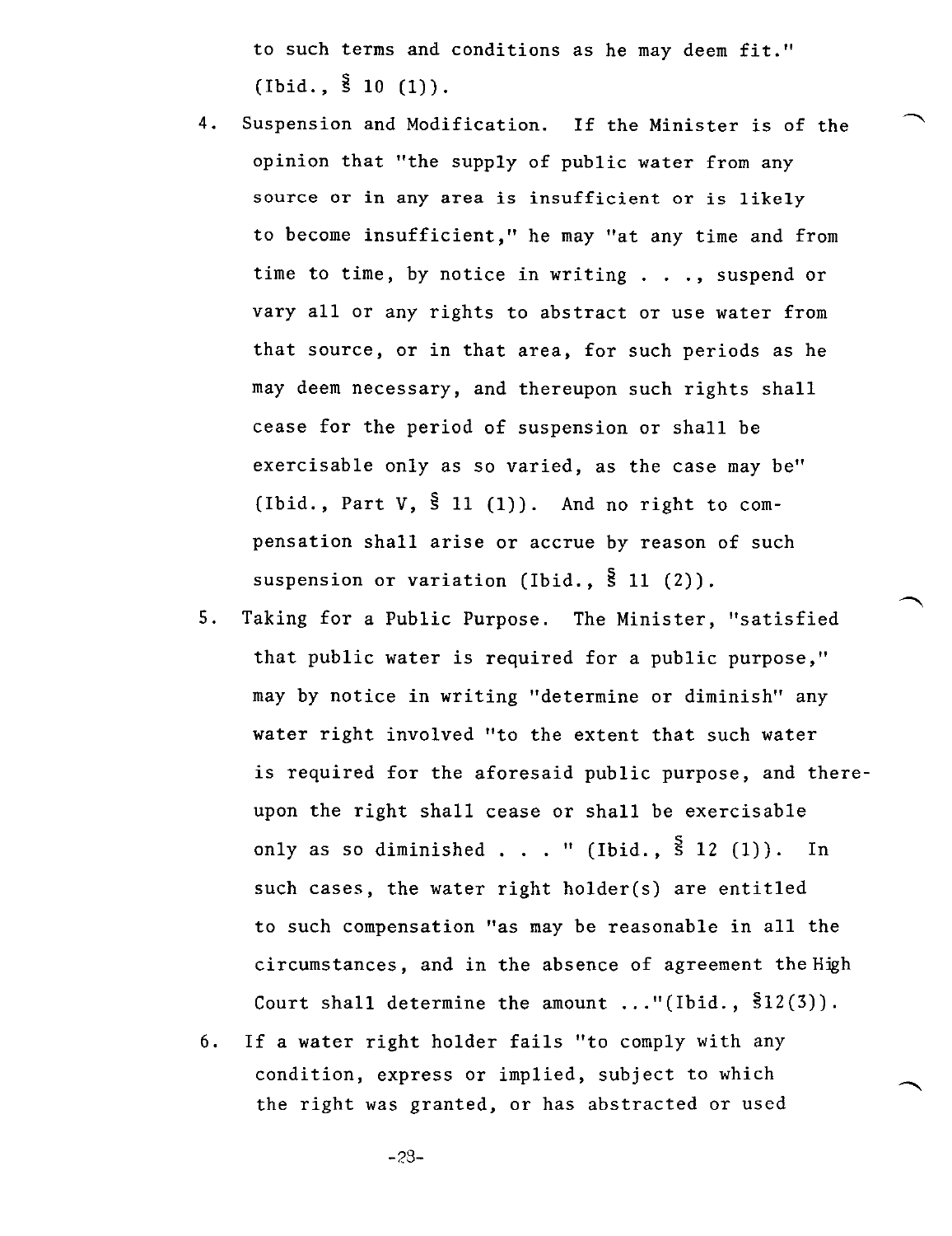to such terms and conditions as he may deem fit." (Ibid., § 10 (1)).

4. Suspension and Modification. If the Minister is of the opinion that "the supply of public water from any source or in any area is insufficient or is likely to become insufficient," he may "at any time and from time to time, by notice in writing . . ., suspend or vary all or any rights to abstract or use water from that source, or in that area, for such periods as he may deem necessary, and thereupon such rights shall cease for the period of suspension or shall be exercisable only as so varied, as the case may be" (Ibid., Part V, § 11 (1)). And no right to compensation shall arise or accrue by reason of such suspension or variation (Ibid., § 11 (2)).

5. Taking for a Public Purpose. The Minister, "satisfied that public water is required for a public purpose," may by notice in writing "determine or diminish" any water right involved "to the extent that such water is required for the aforesaid public purpose, and thereupon the right shall cease or shall be exercisable only as so diminished . . . " (Ibid., § 12 (1)). In such cases, the water right holder(s) are entitled to such compensation "as may be reasonable in all the circumstances, and in the absence of agreement the High Court shall determine the amount ..."(Ibid., §12(3)).

6. If a water right holder fails "to comply with any condition, express or implied, subject to which the right was granted, or has abstracted or used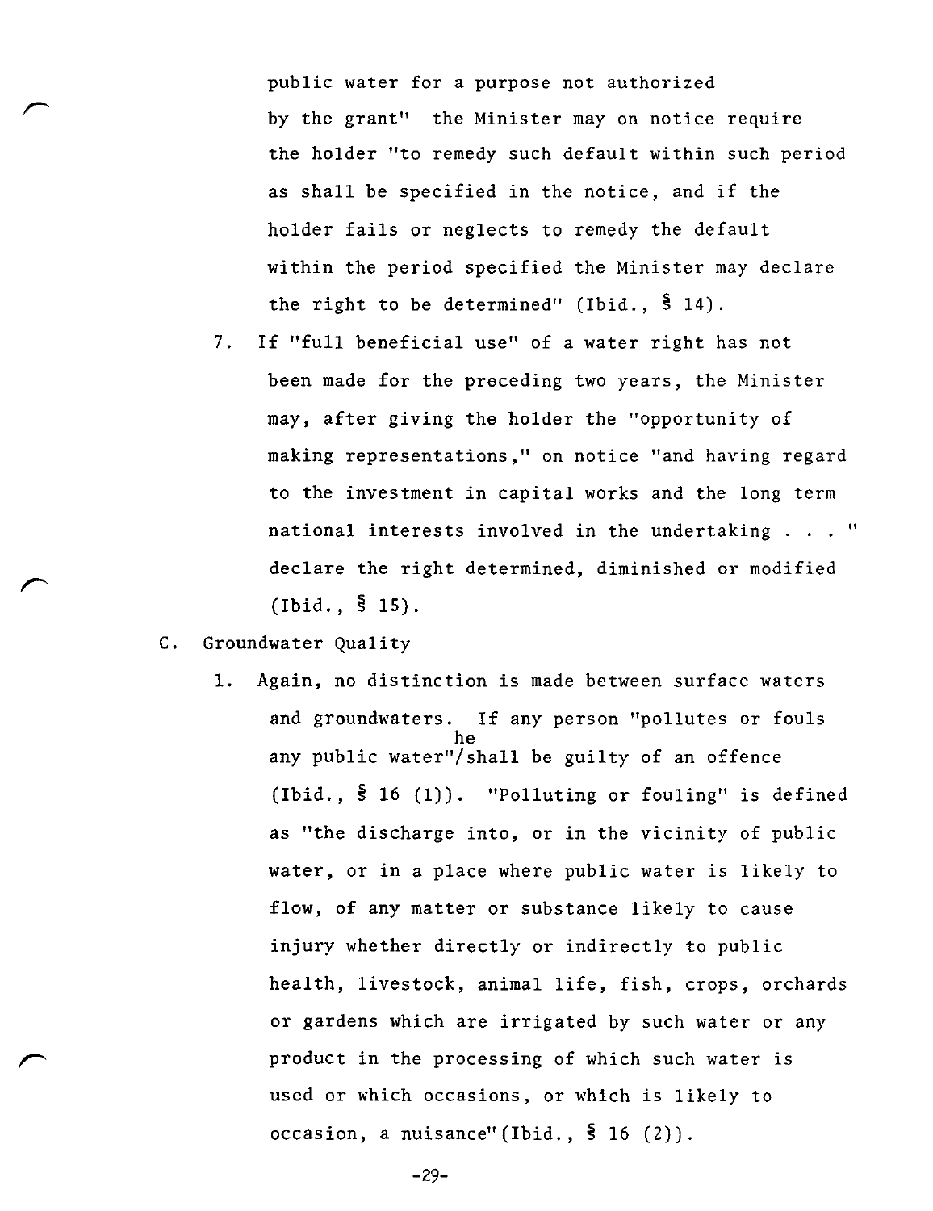public water for a purpose not authorized by the grant" the Minister may on notice require the holder "to remedy such default within such period as shall be specified in the notice, and if the holder fails or neglects to remedy the default within the period specified the Minister may declare the right to be determined" (Ibid., § 14).

7. If "full beneficial use" of a water right has not been made for the preceding two years, the Minister may, after giving the holder the "opportunity of making representations," on notice "and having regard to the investment in capital works and the long term national interests involved in the undertaking . . . " declare the right determined, diminished or modified (Ibid., § 15).

C. Groundwater Quality

1. Again, no distinction is made between surface waters and groundwaters. If any person "pollutes or fouls any public water" he shall be guilty of an offence (Ibid., § 16 (1)). "Polluting or fouling" is defined as "the discharge into, or in the vicinity of public water, or in a place where public water is likely to flow, of any matter or substance likely to cause injury whether directly or indirectly to public health, livestock, animal life, fish, crops, orchards or gardens which are irrigated by such water or any product in the processing of which such water is used or which occasions, or which is likely to occasion, a nuisance" (Ibid., § 16 (2)).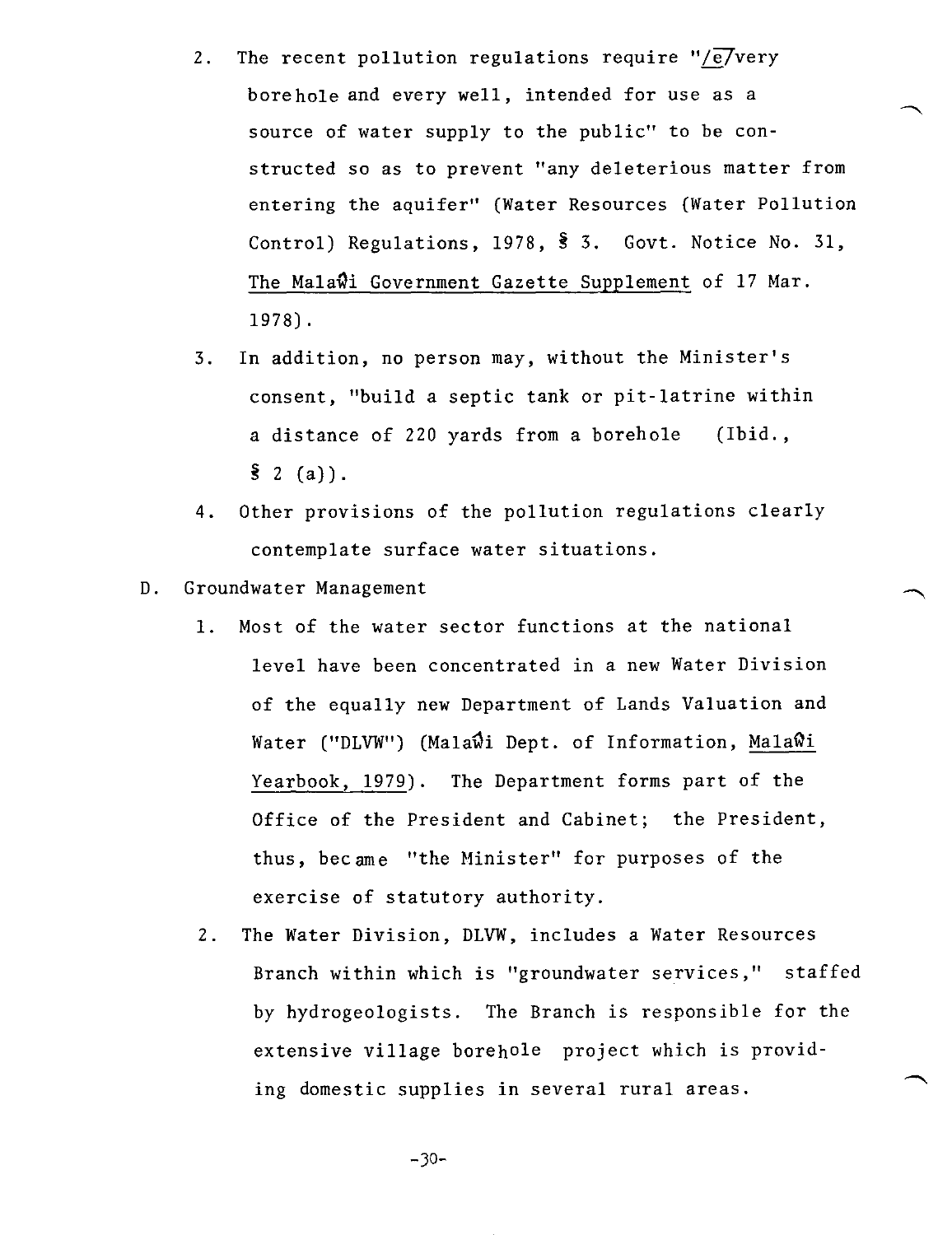2. The recent pollution regulations require "/e/very borehole and every well, intended for use as a source of water supply to the public" to be constructed so as to prevent "any deleterious matter from entering the aquifer" (Water Resources (Water Pollution Control) Regulations, 1978, § 3. Govt. Notice No. 31, The Malaŵi Government Gazette Supplement of 17 Mar. 1978).

3. In addition, no person may, without the Minister's consent, "build a septic tank or pit-latrine within a distance of 220 yards from a borehole (Ibid., § 2 (a)).

4. Other provisions of the pollution regulations clearly contemplate surface water situations.

D. Groundwater Management

1. Most of the water sector functions at the national level have been concentrated in a new Water Division of the equally new Department of Lands Valuation and Water ("DLVW") (Malaŵi Dept. of Information, Malaŵi Yearbook, 1979). The Department forms part of the Office of the President and Cabinet; the President, thus, became "the Minister" for purposes of the exercise of statutory authority.

2. The Water Division, DLVW, includes a Water Resources Branch within which is "groundwater services," staffed by hydrogeologists. The Branch is responsible for the extensive village borehole project which is providing domestic supplies in several rural areas.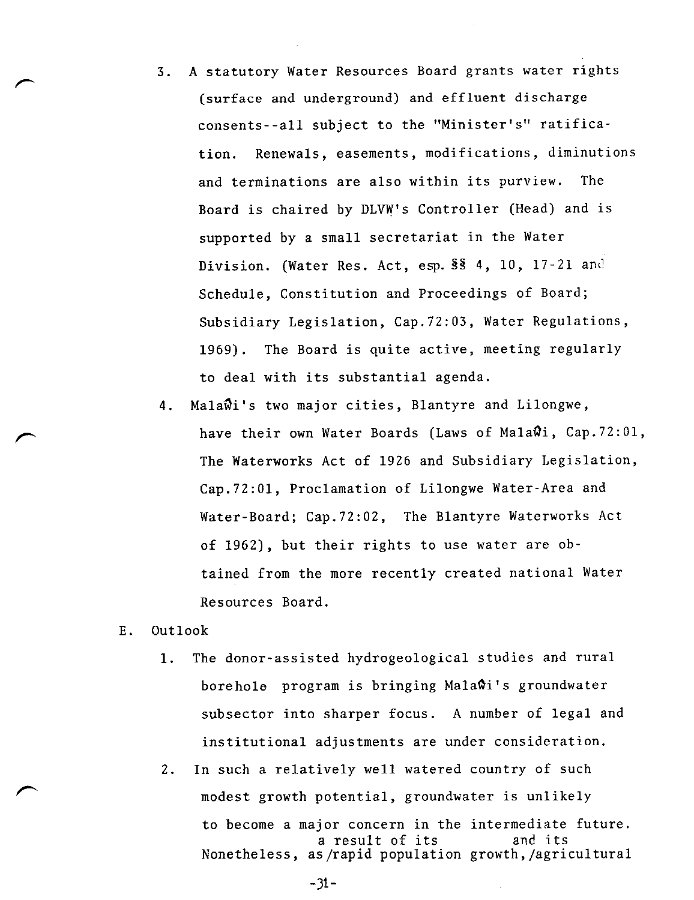3. A statutory Water Resources Board grants water rights (surface and underground) and effluent discharge consents--all subject to the "Minister's" ratification. Renewals, easements, modifications, diminutions and terminations are also within its purview. The Board is chaired by DLVW's Controller (Head) and is supported by a small secretariat in the Water Division. (Water Res. Act, esp. §§ 4, 10, 17-21 and Schedule, Constitution and Proceedings of Board; Subsidiary Legislation, Cap.72:03, Water Regulations, 1969). The Board is quite active, meeting regularly to deal with its substantial agenda.

4. Malaŵi's two major cities, Blantyre and Lilongwe, have their own Water Boards (Laws of Malaŵi, Cap.72:01, The Waterworks Act of 1926 and Subsidiary Legislation, Cap.72:01, Proclamation of Lilongwe Water-Area and Water-Board; Cap.72:02, The Blantyre Waterworks Act of 1962), but their rights to use water are obtained from the more recently created national Water Resources Board.

E. Outlook

1. The donor-assisted hydrogeological studies and rural borehole program is bringing Malaŵi's groundwater subsector into sharper focus. A number of legal and institutional adjustments are under consideration.

2. In such a relatively well watered country of such modest growth potential, groundwater is unlikely to become a major concern in the intermediate future. Nonetheless, as a result of its rapid population growth, and its agricultural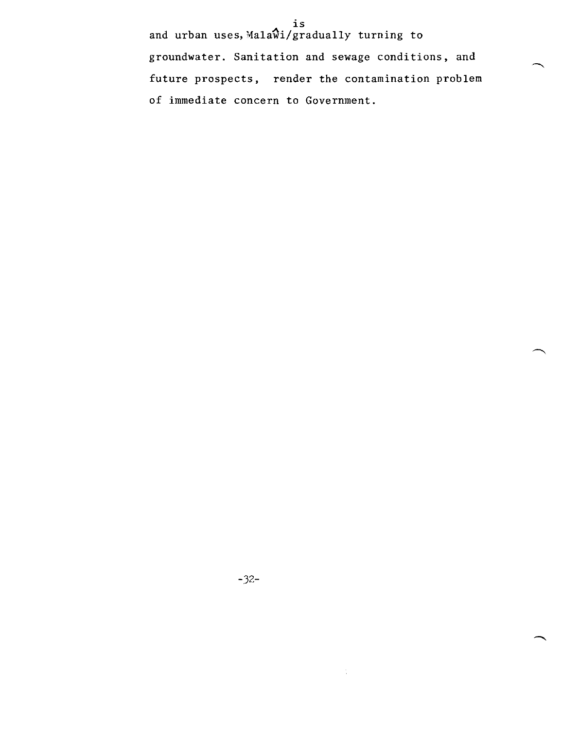and urban uses, Malawi is gradually turning to groundwater. Sanitation and sewage conditions, and future prospects, render the contamination problem of immediate concern to Government.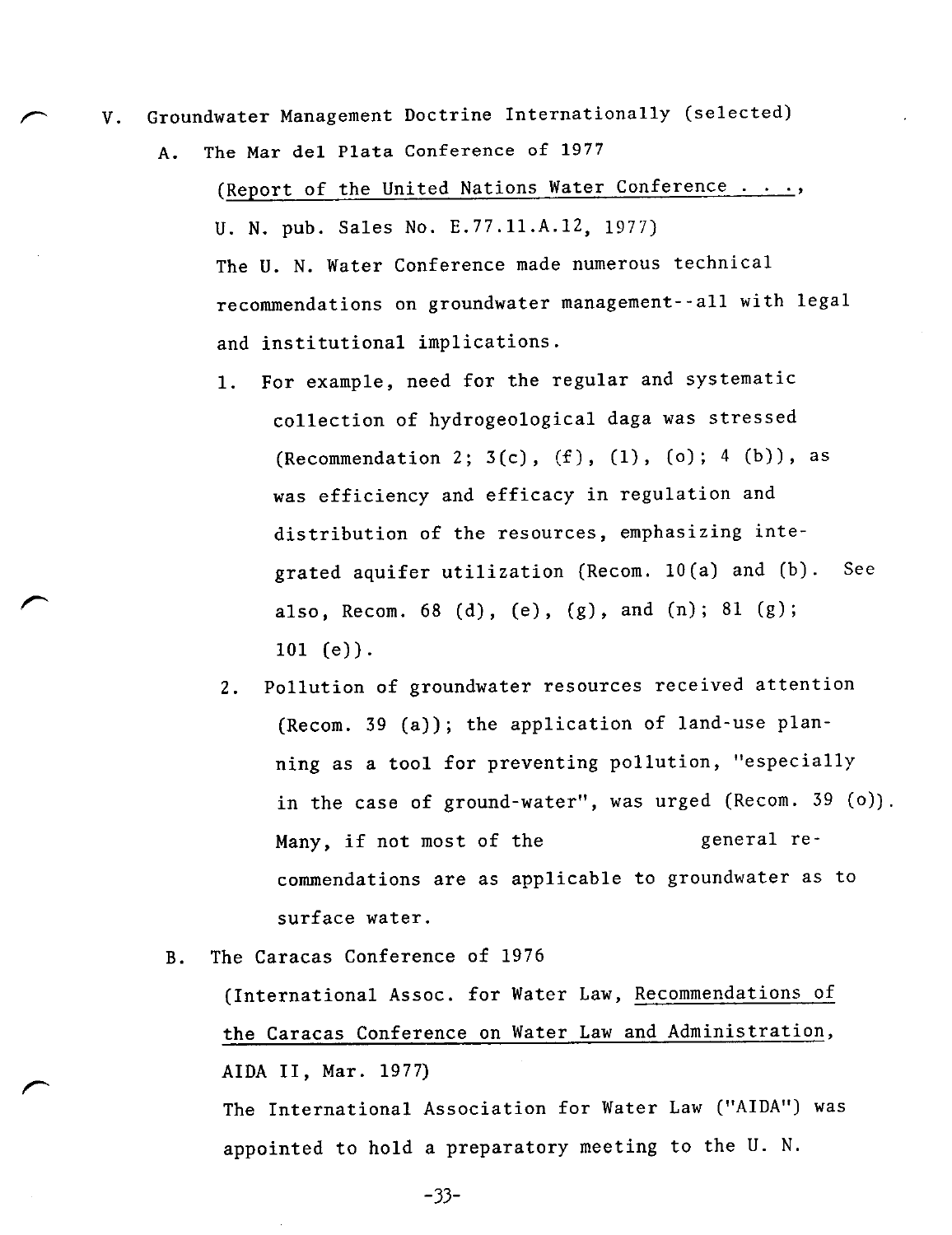V. Groundwater Management Doctrine Internationally (selected)

A. The Mar del Plata Conference of 1977

(Report of the United Nations Water Conference . . ., U. N. pub. Sales No. E.77.11.A.12, 1977)

The U. N. Water Conference made numerous technical recommendations on groundwater management--all with legal and institutional implications.

1. For example, need for the regular and systematic collection of hydrogeological daga was stressed (Recommendation 2; 3(c), (f), (l), (o); 4 (b)), as was efficiency and efficacy in regulation and distribution of the resources, emphasizing integrated aquifer utilization (Recom. 10(a) and (b). See also, Recom. 68 (d), (e), (g), and (n); 81 (g); 101 (e)).

2. Pollution of groundwater resources received attention (Recom. 39 (a)); the application of land-use planning as a tool for preventing pollution, "especially in the case of ground-water", was urged (Recom. 39 (o)). Many, if not most of the general recommendations are as applicable to groundwater as to surface water.

B. The Caracas Conference of 1976

(International Assoc. for Water Law, Recommendations of the Caracas Conference on Water Law and Administration, AIDA II, Mar. 1977)

The International Association for Water Law ("AIDA") was appointed to hold a preparatory meeting to the U. N.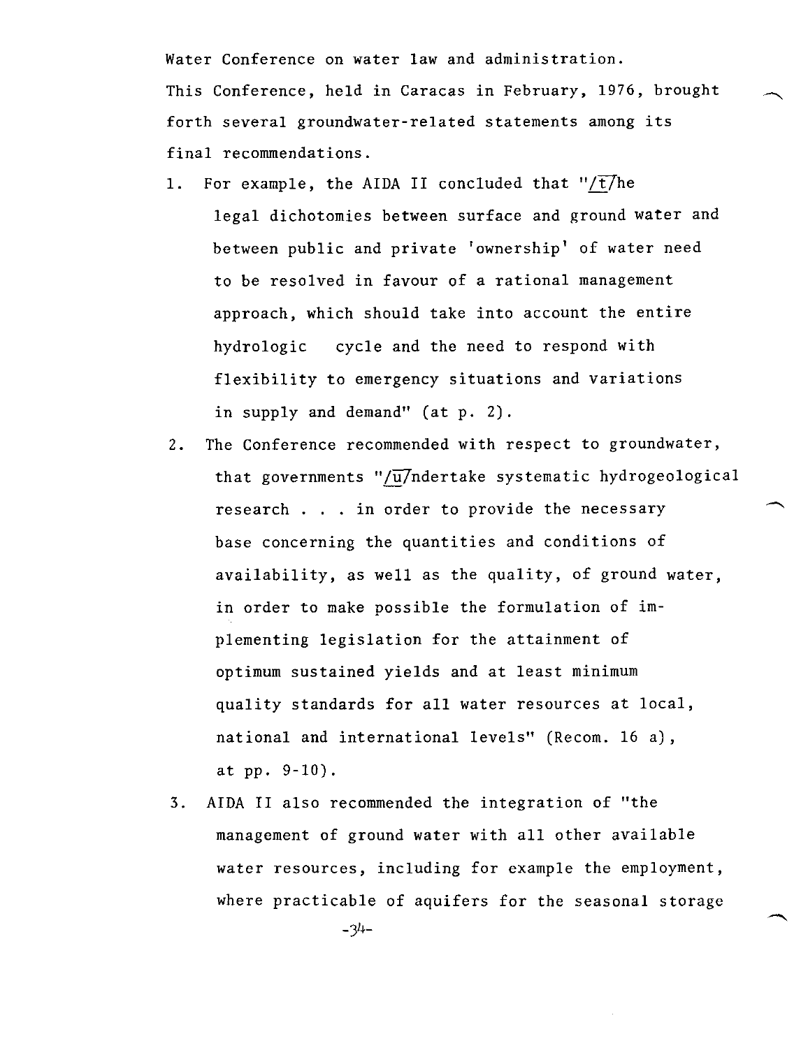Water Conference on water law and administration. This Conference, held in Caracas in February, 1976, brought forth several groundwater-related statements among its final recommendations.

1. For example, the AIDA II concluded that "/t/he legal dichotomies between surface and ground water and between public and private 'ownership' of water need to be resolved in favour of a rational management approach, which should take into account the entire hydrologic cycle and the need to respond with flexibility to emergency situations and variations in supply and demand" (at p. 2).

2. The Conference recommended with respect to groundwater, that governments "/u/ndertake systematic hydrogeological research . . . in order to provide the necessary base concerning the quantities and conditions of availability, as well as the quality, of ground water, in order to make possible the formulation of implementing legislation for the attainment of optimum sustained yields and at least minimum quality standards for all water resources at local, national and international levels" (Recom. 16 a), at pp. 9-10).

3. AIDA II also recommended the integration of "the management of ground water with all other available water resources, including for example the employment, where practicable of aquifers for the seasonal storage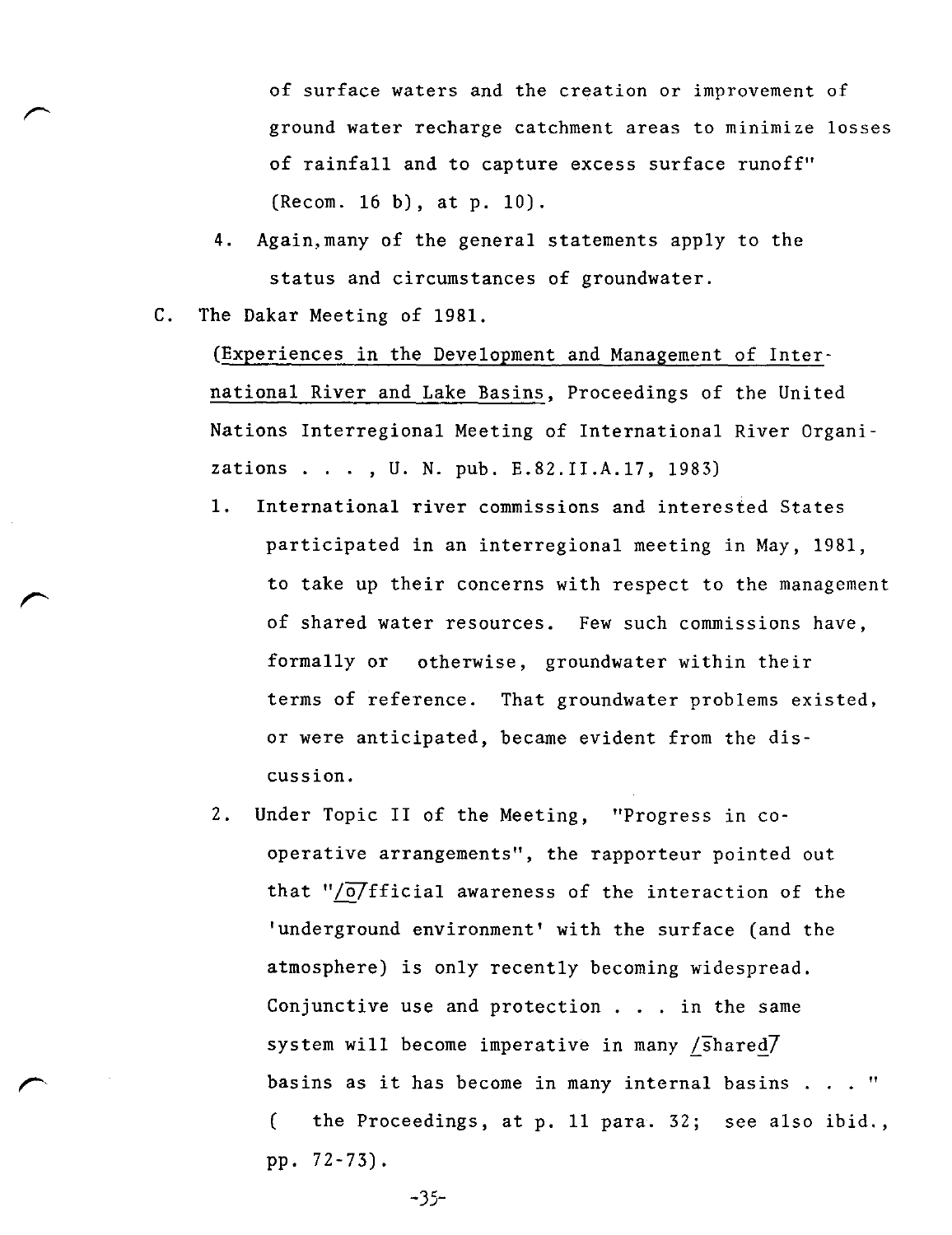of surface waters and the creation or improvement of ground water recharge catchment areas to minimize losses of rainfall and to capture excess surface runoff" (Recom. 16 b), at p. 10).

4. Again, many of the general statements apply to the status and circumstances of groundwater.

C. The Dakar Meeting of 1981.

(Experiences in the Development and Management of International River and Lake Basins, Proceedings of the United Nations Interregional Meeting of International River Organizations . . . , U. N. pub. E.82.II.A.17, 1983)

1. International river commissions and interested States participated in an interregional meeting in May, 1981, to take up their concerns with respect to the management of shared water resources. Few such commissions have, formally or otherwise, groundwater within their terms of reference. That groundwater problems existed, or were anticipated, became evident from the discussion.

2. Under Topic II of the Meeting, "Progress in co-operative arrangements", the rapporteur pointed out that "/o/fficial awareness of the interaction of the 'underground environment' with the surface (and the atmosphere) is only recently becoming widespread. Conjunctive use and protection . . . in the same system will become imperative in many /shared/ basins as it has become in many internal basins . . . " ( the Proceedings, at p. 11 para. 32; see also ibid., pp. 72-73).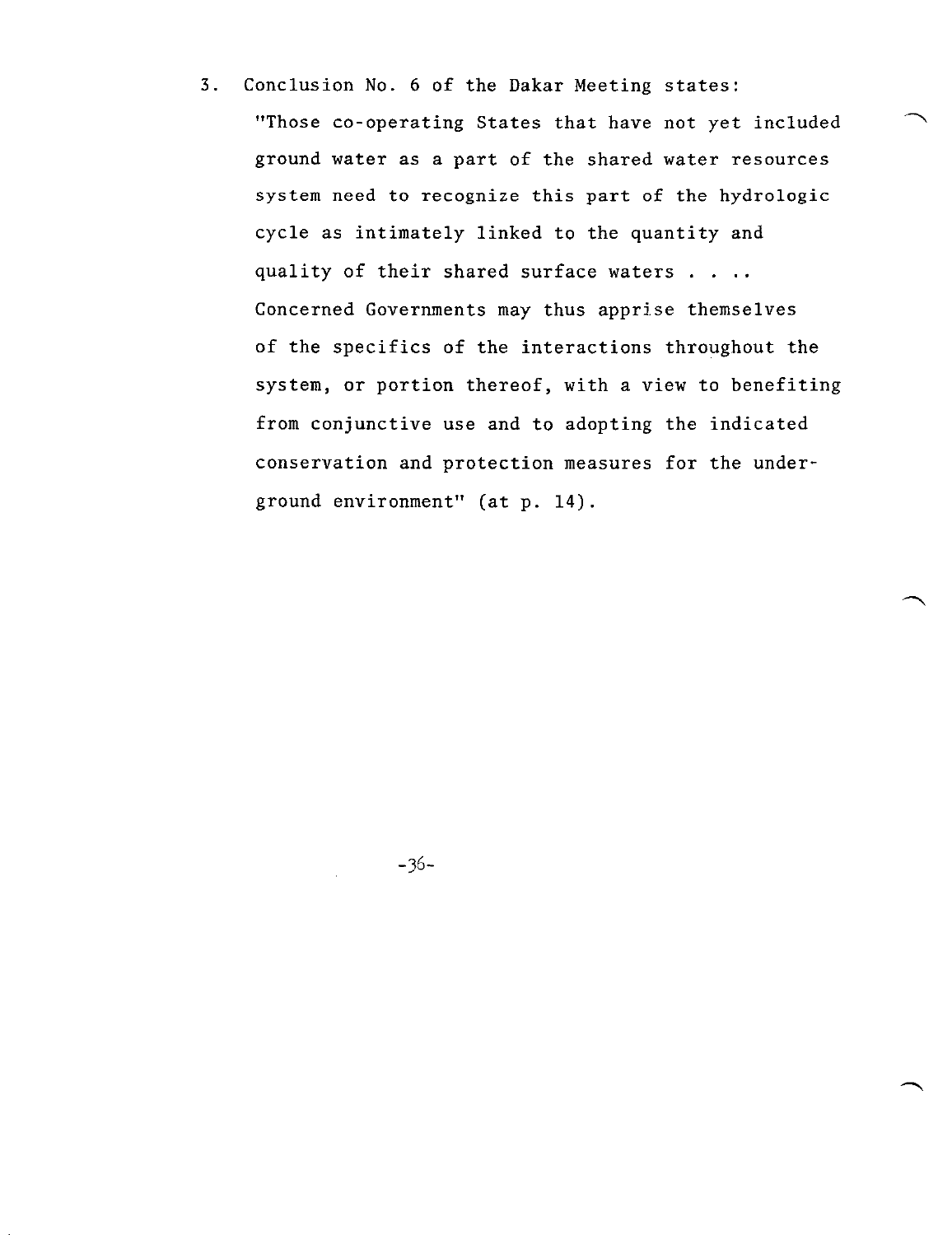3. Conclusion No. 6 of the Dakar Meeting states:

   "Those co-operating States that have not yet included ground water as a part of the shared water resources system need to recognize this part of the hydrologic cycle as intimately linked to the quantity and quality of their shared surface waters . . .. Concerned Governments may thus apprise themselves of the specifics of the interactions throughout the system, or portion thereof, with a view to benefiting from conjunctive use and to adopting the indicated conservation and protection measures for the underground environment" (at p. 14).